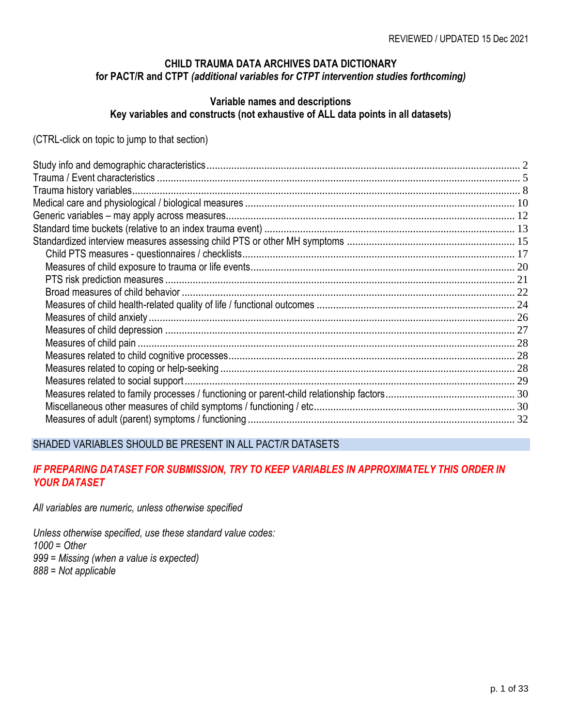REVIEWED / UPDATED 15 Dec 2021

# CHILD TRAUMA DATA ARCHIVES DATA DICTIONARY
## for PACT/R and CTPT *(additional variables for CTPT intervention studies forthcoming)*

### Variable names and descriptions
### Key variables and constructs (not exhaustive of ALL data points in all datasets)

(CTRL-click on topic to jump to that section)

- Study info and demographic characteristics .......... 2
- Trauma / Event characteristics .......... 5
- Trauma history variables .......... 8
- Medical care and physiological / biological measures .......... 10
- Generic variables – may apply across measures .......... 12
- Standard time buckets (relative to an index trauma event) .......... 13
- Standardized interview measures assessing child PTS or other MH symptoms .......... 15
  - Child PTS measures - questionnaires / checklists .......... 17
  - Measures of child exposure to trauma or life events .......... 20
  - PTS risk prediction measures .......... 21
  - Broad measures of child behavior .......... 22
  - Measures of child health-related quality of life / functional outcomes .......... 24
  - Measures of child anxiety .......... 26
  - Measures of child depression .......... 27
  - Measures of child pain .......... 28
  - Measures related to child cognitive processes .......... 28
  - Measures related to coping or help-seeking .......... 28
  - Measures related to social support .......... 29
  - Measures related to family processes / functioning or parent-child relationship factors .......... 30
  - Miscellaneous other measures of child symptoms / functioning / etc .......... 30
  - Measures of adult (parent) symptoms / functioning .......... 32

SHADED VARIABLES SHOULD BE PRESENT IN ALL PACT/R DATASETS

***IF PREPARING DATASET FOR SUBMISSION, TRY TO KEEP VARIABLES IN APPROXIMATELY THIS ORDER IN YOUR DATASET***

*All variables are numeric, unless otherwise specified*

*Unless otherwise specified, use these standard value codes:*
*1000 = Other*
*999 = Missing (when a value is expected)*
*888 = Not applicable*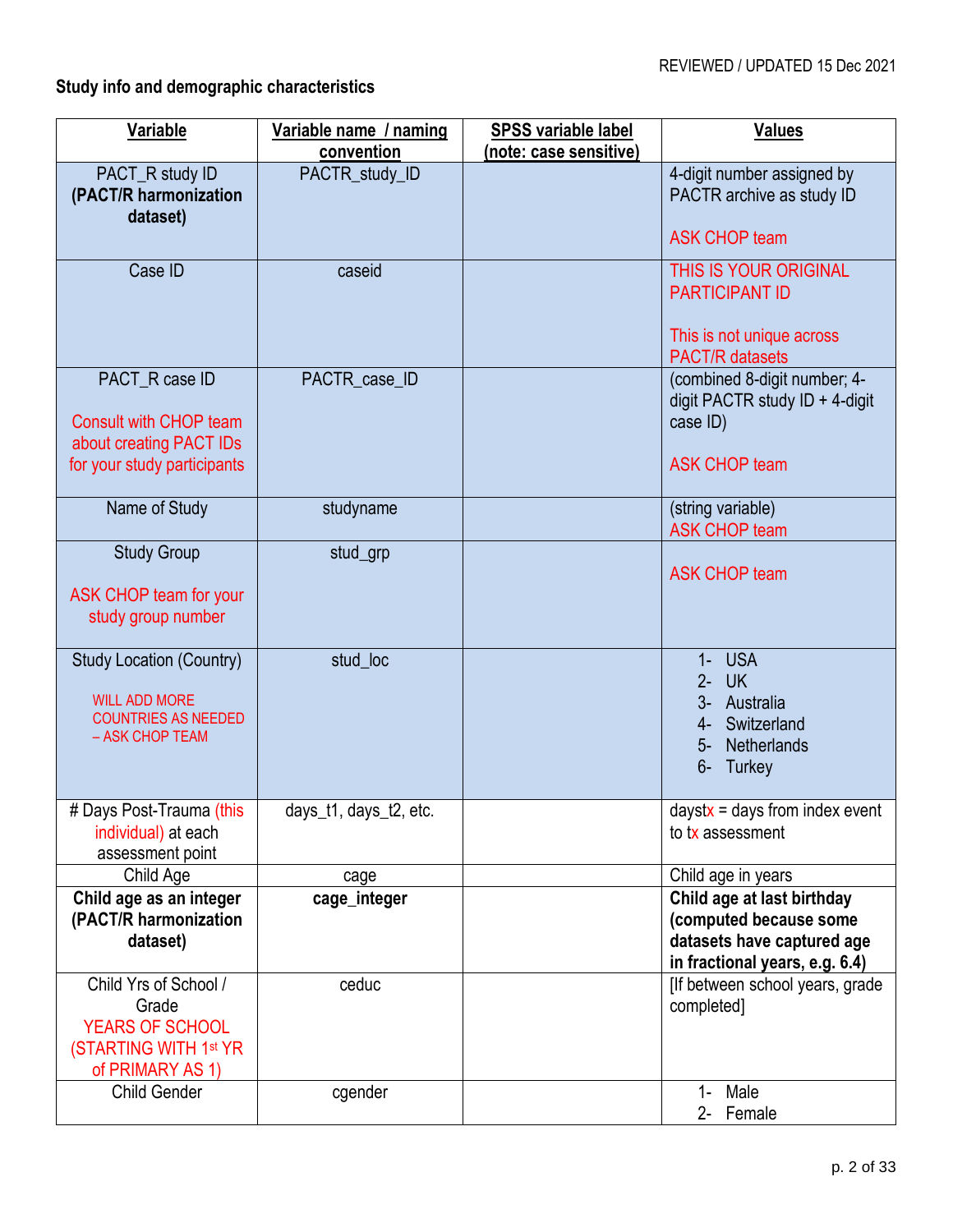REVIEWED / UPDATED 15 Dec 2021

**Study info and demographic characteristics**

| Variable | Variable name / naming convention | SPSS variable label (note: case sensitive) | Values |
|---|---|---|---|
| PACT_R study ID **(PACT/R harmonization dataset)** | PACTR_study_ID | | 4-digit number assigned by PACTR archive as study ID<br><br>ASK CHOP team |
| Case ID | caseid | | THIS IS YOUR ORIGINAL PARTICIPANT ID<br><br>This is not unique across PACT/R datasets |
| PACT_R case ID<br><br>Consult with CHOP team about creating PACT IDs for your study participants | PACTR_case_ID | | (combined 8-digit number; 4-digit PACTR study ID + 4-digit case ID)<br><br>ASK CHOP team |
| Name of Study | studyname | | (string variable)<br>ASK CHOP team |
| Study Group<br><br>ASK CHOP team for your study group number | stud_grp | | ASK CHOP team |
| Study Location (Country)<br><br>WILL ADD MORE COUNTRIES AS NEEDED – ASK CHOP TEAM | stud_loc | | 1- USA<br>2- UK<br>3- Australia<br>4- Switzerland<br>5- Netherlands<br>6- Turkey |
| # Days Post-Trauma (this individual) at each assessment point | days_t1, days_t2, etc. | | daystx = days from index event to tx assessment |
| Child Age | cage | | Child age in years |
| **Child age as an integer (PACT/R harmonization dataset)** | **cage_integer** | | **Child age at last birthday (computed because some datasets have captured age in fractional years, e.g. 6.4)** |
| Child Yrs of School / Grade<br>YEARS OF SCHOOL (STARTING WITH 1st YR of PRIMARY AS 1) | ceduc | | [If between school years, grade completed] |
| Child Gender | cgender | | 1- Male<br>2- Female |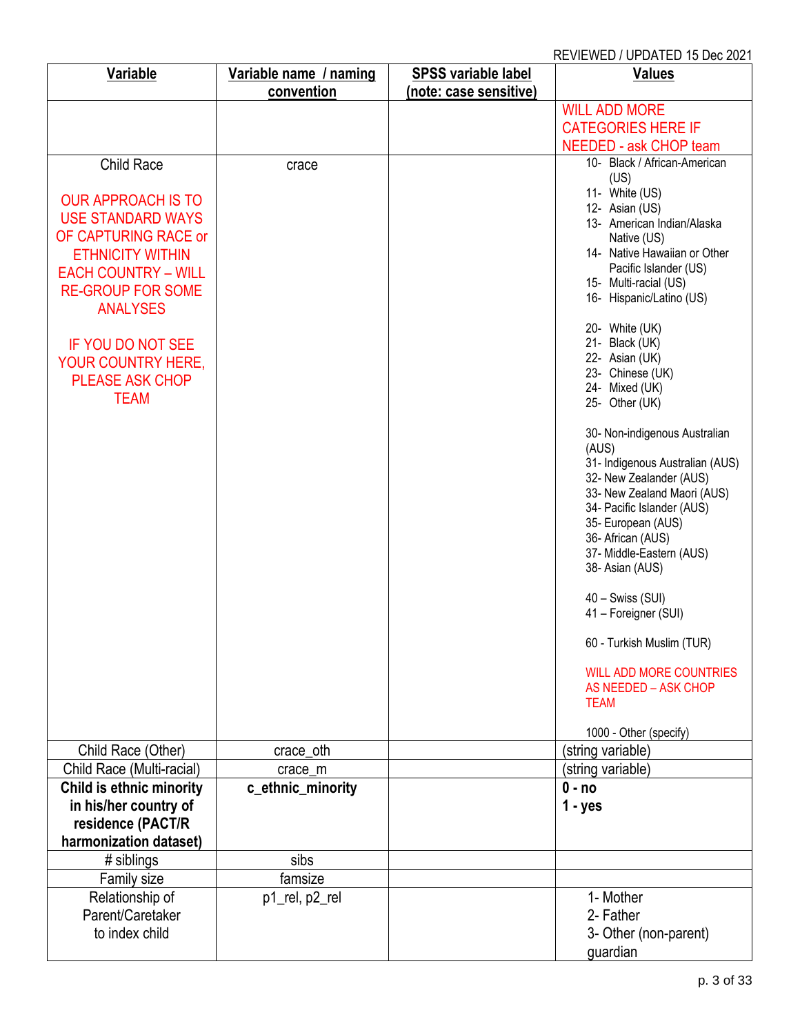REVIEWED / UPDATED 15 Dec 2021

| Variable | Variable name / naming convention | SPSS variable label (note: case sensitive) | Values |
|---|---|---|---|
| | | | WILL ADD MORE CATEGORIES HERE IF NEEDED - ask CHOP team |
| Child Race<br><br>OUR APPROACH IS TO USE STANDARD WAYS OF CAPTURING RACE or ETHNICITY WITHIN EACH COUNTRY – WILL RE-GROUP FOR SOME ANALYSES<br><br>IF YOU DO NOT SEE YOUR COUNTRY HERE, PLEASE ASK CHOP TEAM | crace | | 10- Black / African-American (US)<br>11- White (US)<br>12- Asian (US)<br>13- American Indian/Alaska Native (US)<br>14- Native Hawaiian or Other Pacific Islander (US)<br>15- Multi-racial (US)<br>16- Hispanic/Latino (US)<br><br>20- White (UK)<br>21- Black (UK)<br>22- Asian (UK)<br>23- Chinese (UK)<br>24- Mixed (UK)<br>25- Other (UK)<br><br>30- Non-indigenous Australian (AUS)<br>31- Indigenous Australian (AUS)<br>32- New Zealander (AUS)<br>33- New Zealand Maori (AUS)<br>34- Pacific Islander (AUS)<br>35- European (AUS)<br>36- African (AUS)<br>37- Middle-Eastern (AUS)<br>38- Asian (AUS)<br><br>40 – Swiss (SUI)<br>41 – Foreigner (SUI)<br><br>60 - Turkish Muslim (TUR)<br><br>WILL ADD MORE COUNTRIES AS NEEDED – ASK CHOP TEAM<br><br>1000 - Other (specify) |
| Child Race (Other) | crace_oth | | (string variable) |
| Child Race (Multi-racial) | crace_m | | (string variable) |
| **Child is ethnic minority in his/her country of residence (PACT/R harmonization dataset)** | **c_ethnic_minority** | | **0 - no**<br>**1 - yes** |
| # siblings | sibs | | |
| Family size | famsize | | |
| Relationship of Parent/Caretaker to index child | p1_rel, p2_rel | | 1- Mother<br>2- Father<br>3- Other (non-parent) guardian |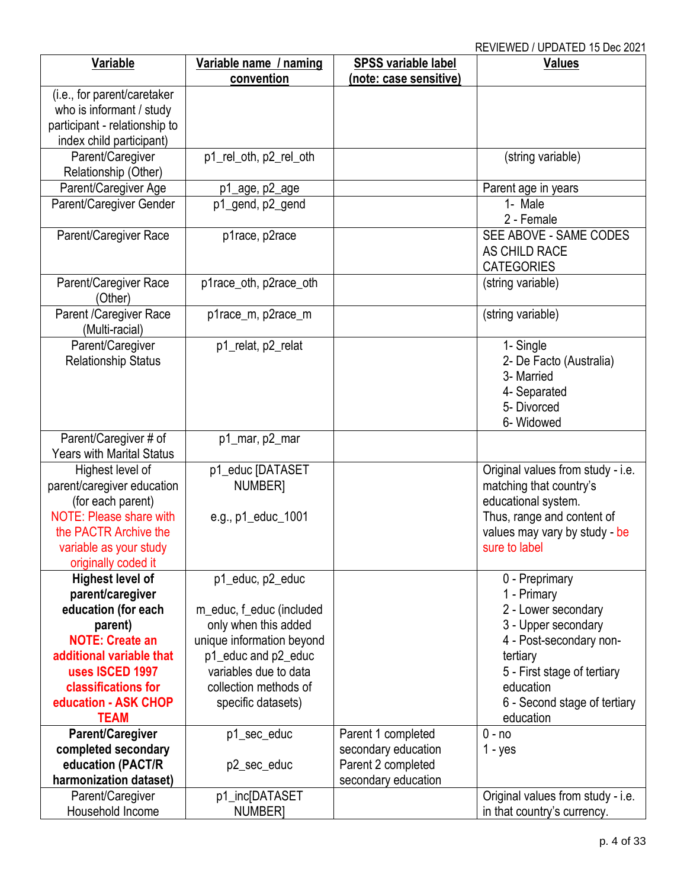REVIEWED / UPDATED 15 Dec 2021

| Variable | Variable name / naming convention | SPSS variable label (note: case sensitive) | Values |
|---|---|---|---|
| (i.e., for parent/caretaker who is informant / study participant - relationship to index child participant) | | | |
| Parent/Caregiver Relationship (Other) | p1_rel_oth, p2_rel_oth | | (string variable) |
| Parent/Caregiver Age | p1_age, p2_age | | Parent age in years |
| Parent/Caregiver Gender | p1_gend, p2_gend | | 1- Male<br>2 - Female |
| Parent/Caregiver Race | p1race, p2race | | SEE ABOVE - SAME CODES AS CHILD RACE CATEGORIES |
| Parent/Caregiver Race (Other) | p1race_oth, p2race_oth | | (string variable) |
| Parent /Caregiver Race (Multi-racial) | p1race_m, p2race_m | | (string variable) |
| Parent/Caregiver Relationship Status | p1_relat, p2_relat | | 1- Single<br>2- De Facto (Australia)<br>3- Married<br>4- Separated<br>5- Divorced<br>6- Widowed |
| Parent/Caregiver # of Years with Marital Status | p1_mar, p2_mar | | |
| Highest level of parent/caregiver education (for each parent)<br>NOTE: Please share with the PACTR Archive the variable as your study originally coded it | p1_educ [DATASET NUMBER]<br><br>e.g., p1_educ_1001 | | Original values from study - i.e. matching that country's educational system.<br>Thus, range and content of values may vary by study - be sure to label |
| **Highest level of parent/caregiver education (for each parent)**<br>**NOTE: Create an additional variable that uses ISCED 1997 classifications for education - ASK CHOP TEAM** | p1_educ, p2_educ<br><br>m_educ, f_educ (included only when this added unique information beyond p1_educ and p2_educ variables due to data collection methods of specific datasets) | | 0 - Preprimary<br>1 - Primary<br>2 - Lower secondary<br>3 - Upper secondary<br>4 - Post-secondary non-tertiary<br>5 - First stage of tertiary education<br>6 - Second stage of tertiary education |
| **Parent/Caregiver completed secondary education (PACT/R harmonization dataset)** | p1_sec_educ<br><br>p2_sec_educ | Parent 1 completed secondary education<br>Parent 2 completed secondary education | 0 - no<br>1 - yes |
| Parent/Caregiver Household Income | p1_inc[DATASET NUMBER] | | Original values from study - i.e. in that country's currency. |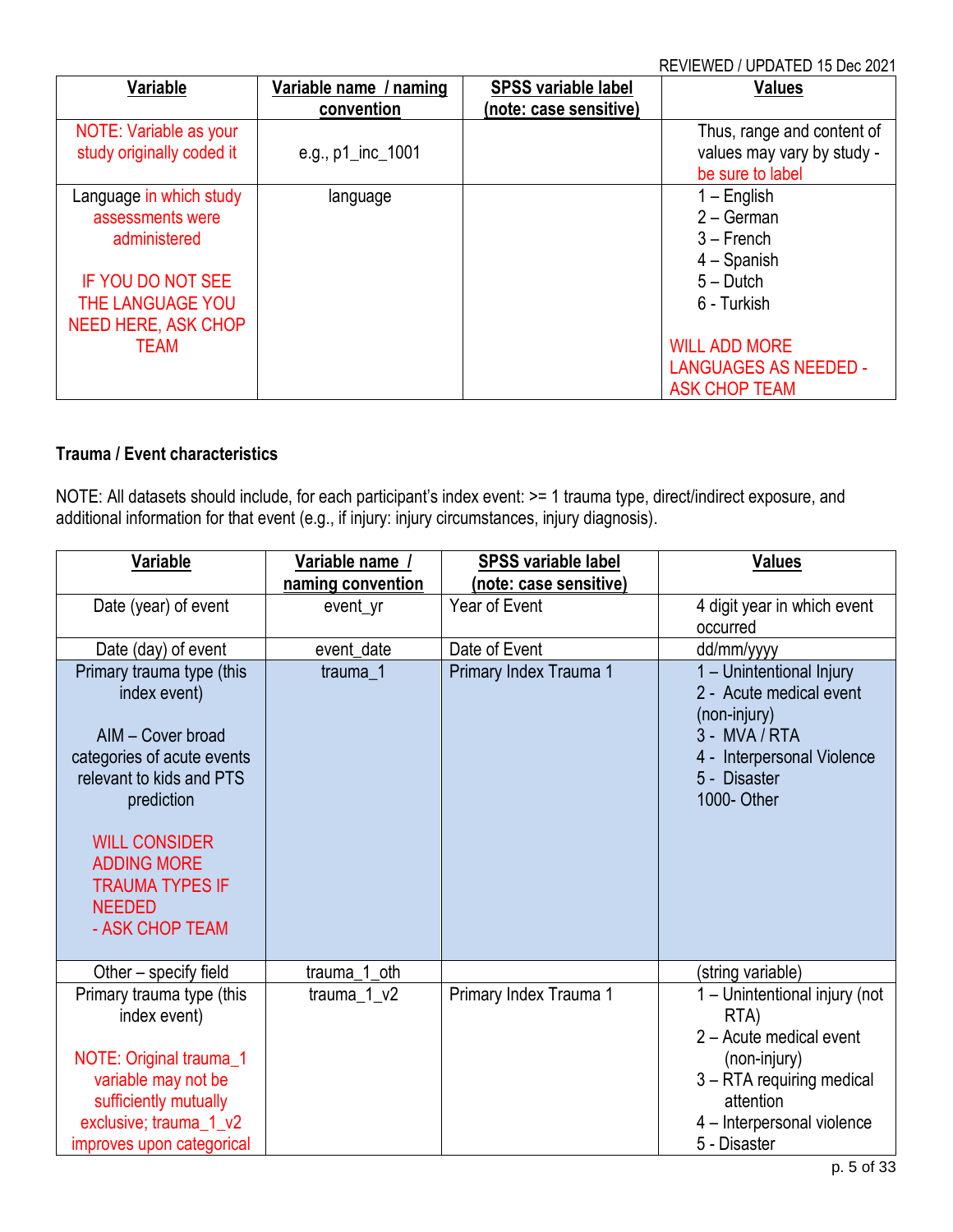REVIEWED / UPDATED 15 Dec 2021

| Variable | Variable name / naming convention | SPSS variable label (note: case sensitive) | Values |
|---|---|---|---|
| NOTE: Variable as your study originally coded it | e.g., p1_inc_1001 | | Thus, range and content of values may vary by study - be sure to label |
| Language in which study assessments were administered<br><br>IF YOU DO NOT SEE THE LANGUAGE YOU NEED HERE, ASK CHOP TEAM | language | | 1 – English<br>2 – German<br>3 – French<br>4 – Spanish<br>5 – Dutch<br>6 - Turkish<br><br>WILL ADD MORE LANGUAGES AS NEEDED - ASK CHOP TEAM |

**Trauma / Event characteristics**

NOTE: All datasets should include, for each participant's index event: >= 1 trauma type, direct/indirect exposure, and additional information for that event (e.g., if injury: injury circumstances, injury diagnosis).

| Variable | Variable name / naming convention | SPSS variable label (note: case sensitive) | Values |
|---|---|---|---|
| Date (year) of event | event_yr | Year of Event | 4 digit year in which event occurred |
| Date (day) of event | event_date | Date of Event | dd/mm/yyyy |
| Primary trauma type (this index event)<br><br>AIM – Cover broad categories of acute events relevant to kids and PTS prediction<br><br>WILL CONSIDER ADDING MORE TRAUMA TYPES IF NEEDED - ASK CHOP TEAM | trauma_1 | Primary Index Trauma 1 | 1 – Unintentional Injury<br>2 - Acute medical event (non-injury)<br>3 - MVA / RTA<br>4 - Interpersonal Violence<br>5 - Disaster<br>1000- Other |
| Other – specify field | trauma_1_oth | | (string variable) |
| Primary trauma type (this index event)<br><br>NOTE: Original trauma_1 variable may not be sufficiently mutually exclusive; trauma_1_v2 improves upon categorical | trauma_1_v2 | Primary Index Trauma 1 | 1 – Unintentional injury (not RTA)<br>2 – Acute medical event (non-injury)<br>3 – RTA requiring medical attention<br>4 – Interpersonal violence<br>5 - Disaster |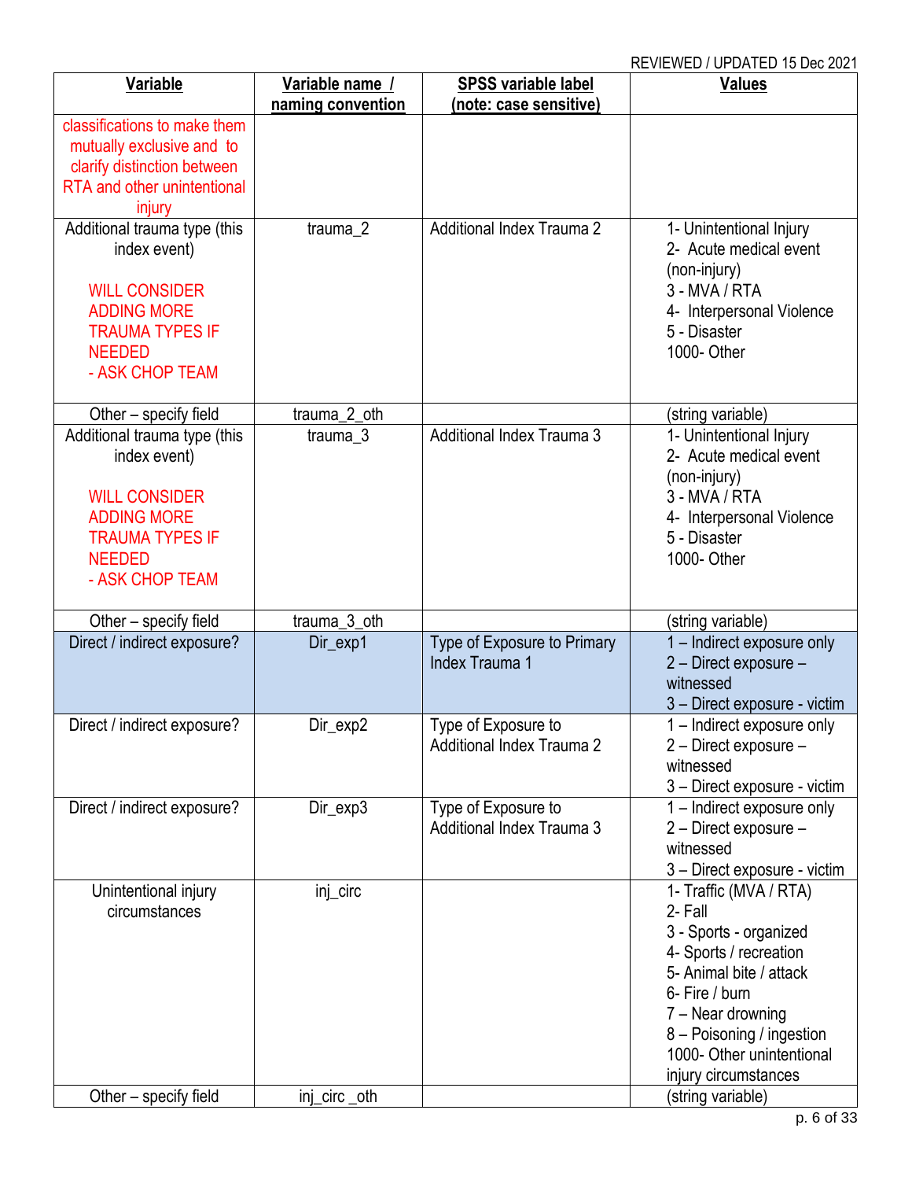REVIEWED / UPDATED 15 Dec 2021

| Variable | Variable name / naming convention | SPSS variable label (note: case sensitive) | Values |
|---|---|---|---|
| classifications to make them mutually exclusive and to clarify distinction between RTA and other unintentional injury | | | |
| Additional trauma type (this index event)<br><br>WILL CONSIDER ADDING MORE TRAUMA TYPES IF NEEDED<br>- ASK CHOP TEAM | trauma_2 | Additional Index Trauma 2 | 1- Unintentional Injury<br>2- Acute medical event (non-injury)<br>3 - MVA / RTA<br>4- Interpersonal Violence<br>5 - Disaster<br>1000- Other |
| Other – specify field | trauma_2_oth | | (string variable) |
| Additional trauma type (this index event)<br><br>WILL CONSIDER ADDING MORE TRAUMA TYPES IF NEEDED<br>- ASK CHOP TEAM | trauma_3 | Additional Index Trauma 3 | 1- Unintentional Injury<br>2- Acute medical event (non-injury)<br>3 - MVA / RTA<br>4- Interpersonal Violence<br>5 - Disaster<br>1000- Other |
| Other – specify field | trauma_3_oth | | (string variable) |
| Direct / indirect exposure? | Dir_exp1 | Type of Exposure to Primary Index Trauma 1 | 1 – Indirect exposure only<br>2 – Direct exposure – witnessed<br>3 – Direct exposure - victim |
| Direct / indirect exposure? | Dir_exp2 | Type of Exposure to Additional Index Trauma 2 | 1 – Indirect exposure only<br>2 – Direct exposure – witnessed<br>3 – Direct exposure - victim |
| Direct / indirect exposure? | Dir_exp3 | Type of Exposure to Additional Index Trauma 3 | 1 – Indirect exposure only<br>2 – Direct exposure – witnessed<br>3 – Direct exposure - victim |
| Unintentional injury circumstances | inj_circ | | 1- Traffic (MVA / RTA)<br>2- Fall<br>3 - Sports - organized<br>4- Sports / recreation<br>5- Animal bite / attack<br>6- Fire / burn<br>7 – Near drowning<br>8 – Poisoning / ingestion<br>1000- Other unintentional injury circumstances |
| Other – specify field | inj_circ _oth | | (string variable) |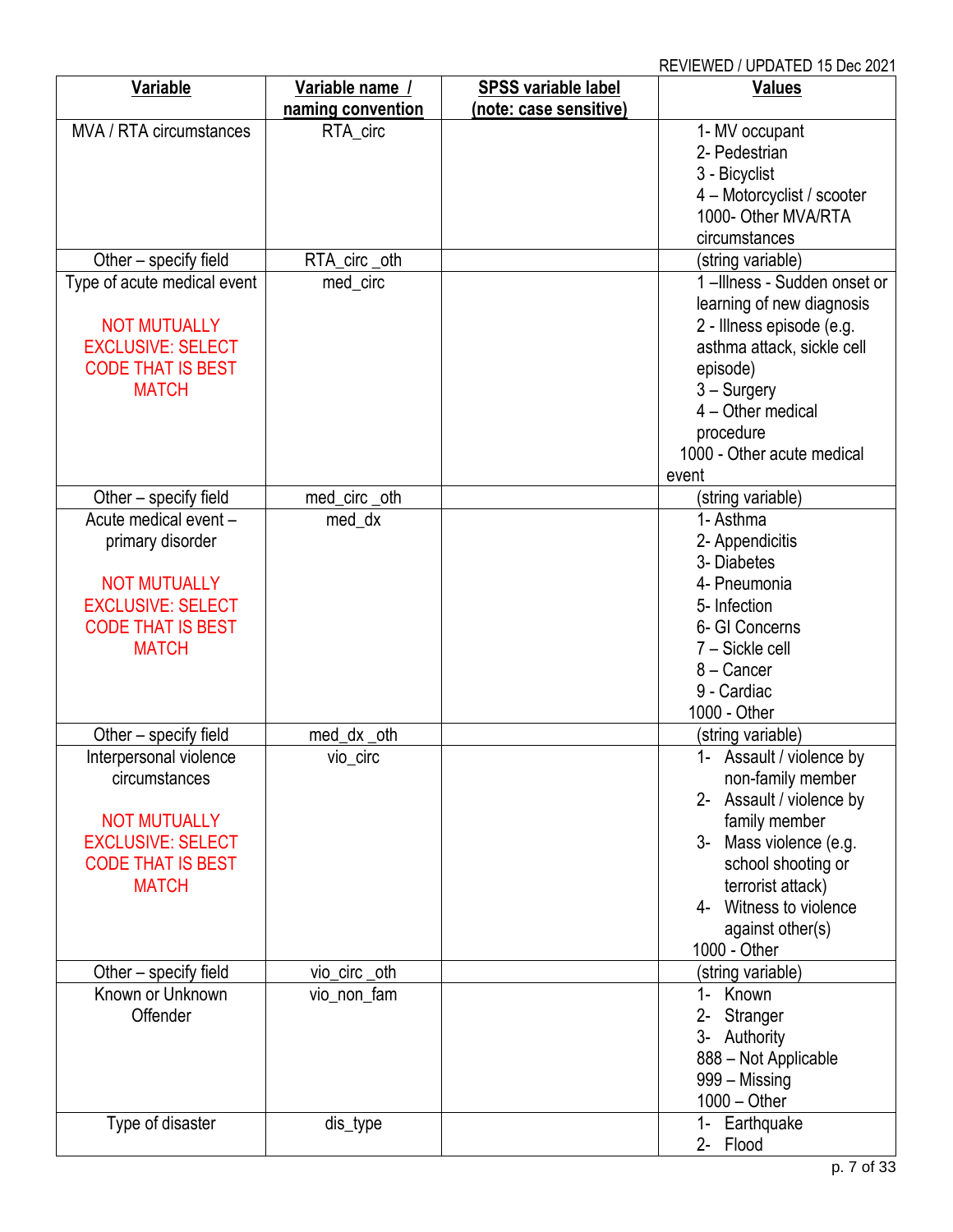| Variable | Variable name / naming convention | SPSS variable label (note: case sensitive) | Values |
|---|---|---|---|
| MVA / RTA circumstances | RTA_circ | | 1- MV occupant<br>2- Pedestrian<br>3 - Bicyclist<br>4 – Motorcyclist / scooter<br>1000- Other MVA/RTA circumstances |
| Other – specify field | RTA_circ _oth | | (string variable) |
| Type of acute medical event<br><br>NOT MUTUALLY EXCLUSIVE: SELECT CODE THAT IS BEST MATCH | med_circ | | 1 –Illness - Sudden onset or learning of new diagnosis<br>2 - Illness episode (e.g. asthma attack, sickle cell episode)<br>3 – Surgery<br>4 – Other medical procedure<br>1000 - Other acute medical event |
| Other – specify field | med_circ _oth | | (string variable) |
| Acute medical event – primary disorder<br><br>NOT MUTUALLY EXCLUSIVE: SELECT CODE THAT IS BEST MATCH | med_dx | | 1- Asthma<br>2- Appendicitis<br>3- Diabetes<br>4- Pneumonia<br>5- Infection<br>6- GI Concerns<br>7 – Sickle cell<br>8 – Cancer<br>9 - Cardiac<br>1000 - Other |
| Other – specify field | med_dx _oth | | (string variable) |
| Interpersonal violence circumstances<br><br>NOT MUTUALLY EXCLUSIVE: SELECT CODE THAT IS BEST MATCH | vio_circ | | 1- Assault / violence by non-family member<br>2- Assault / violence by family member<br>3- Mass violence (e.g. school shooting or terrorist attack)<br>4- Witness to violence against other(s)<br>1000 - Other |
| Other – specify field | vio_circ _oth | | (string variable) |
| Known or Unknown Offender | vio_non_fam | | 1- Known<br>2- Stranger<br>3- Authority<br>888 – Not Applicable<br>999 – Missing<br>1000 – Other |
| Type of disaster | dis_type | | 1- Earthquake<br>2- Flood |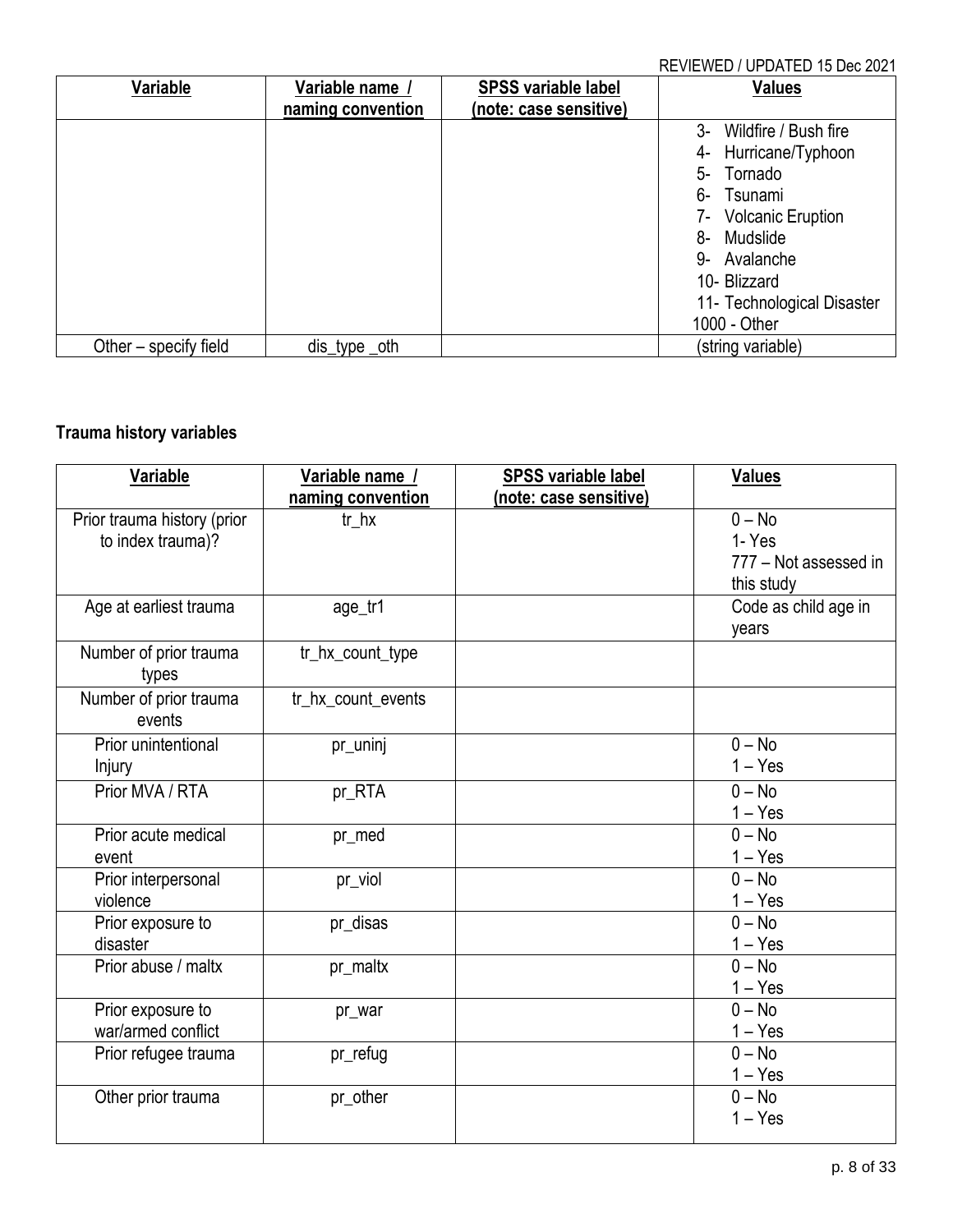REVIEWED / UPDATED 15 Dec 2021

| Variable | Variable name / naming convention | SPSS variable label (note: case sensitive) | Values |
|---|---|---|---|
| | | | 3- Wildfire / Bush fire<br>4- Hurricane/Typhoon<br>5- Tornado<br>6- Tsunami<br>7- Volcanic Eruption<br>8- Mudslide<br>9- Avalanche<br>10- Blizzard<br>11- Technological Disaster<br>1000 - Other |
| Other – specify field | dis_type _oth | | (string variable) |

**Trauma history variables**

| Variable | Variable name / naming convention | SPSS variable label (note: case sensitive) | Values |
|---|---|---|---|
| Prior trauma history (prior to index trauma)? | tr_hx | | 0 – No<br>1- Yes<br>777 – Not assessed in this study |
| Age at earliest trauma | age_tr1 | | Code as child age in years |
| Number of prior trauma types | tr_hx_count_type | | |
| Number of prior trauma events | tr_hx_count_events | | |
| Prior unintentional Injury | pr_uninj | | 0 – No<br>1 – Yes |
| Prior MVA / RTA | pr_RTA | | 0 – No<br>1 – Yes |
| Prior acute medical event | pr_med | | 0 – No<br>1 – Yes |
| Prior interpersonal violence | pr_viol | | 0 – No<br>1 – Yes |
| Prior exposure to disaster | pr_disas | | 0 – No<br>1 – Yes |
| Prior abuse / maltx | pr_maltx | | 0 – No<br>1 – Yes |
| Prior exposure to war/armed conflict | pr_war | | 0 – No<br>1 – Yes |
| Prior refugee trauma | pr_refug | | 0 – No<br>1 – Yes |
| Other prior trauma | pr_other | | 0 – No<br>1 – Yes |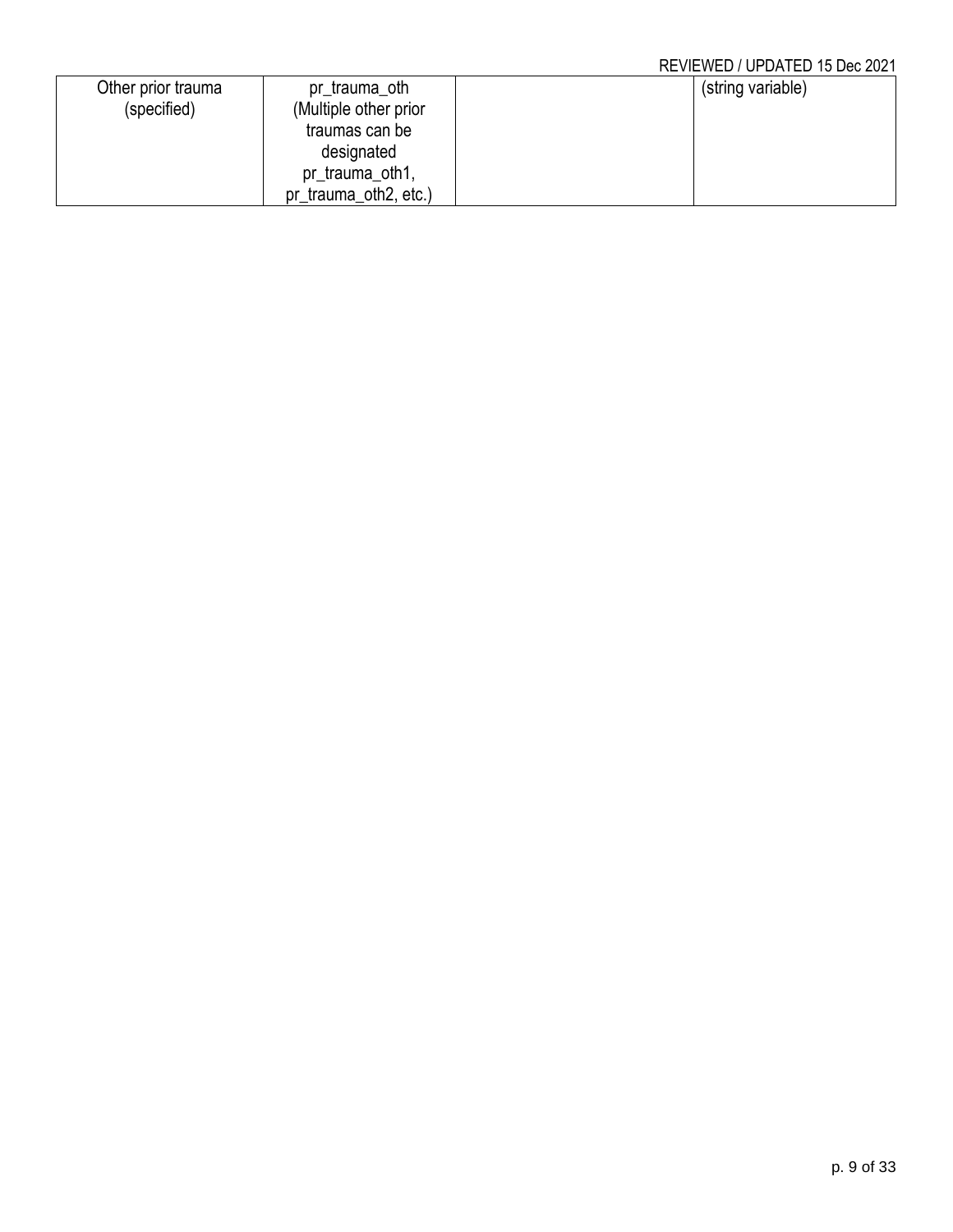| | | | |
|---|---|---|---|
| Other prior trauma (specified) | pr_trauma_oth (Multiple other prior traumas can be designated pr_trauma_oth1, pr_trauma_oth2, etc.) | | (string variable) |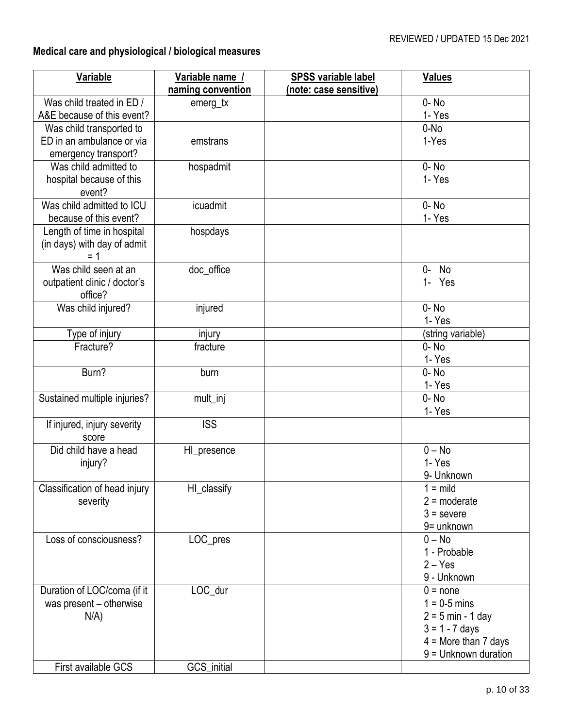**Medical care and physiological / biological measures**

| Variable | Variable name / naming convention | SPSS variable label (note: case sensitive) | Values |
|---|---|---|---|
| Was child treated in ED / A&E because of this event? | emerg_tx | | 0- No<br>1- Yes |
| Was child transported to ED in an ambulance or via emergency transport? | emstrans | | 0-No<br>1-Yes |
| Was child admitted to hospital because of this event? | hospadmit | | 0- No<br>1- Yes |
| Was child admitted to ICU because of this event? | icuadmit | | 0- No<br>1- Yes |
| Length of time in hospital (in days) with day of admit = 1 | hospdays | | |
| Was child seen at an outpatient clinic / doctor's office? | doc_office | | 0- No<br>1- Yes |
| Was child injured? | injured | | 0- No<br>1- Yes |
| Type of injury | injury | | (string variable) |
| Fracture? | fracture | | 0- No<br>1- Yes |
| Burn? | burn | | 0- No<br>1- Yes |
| Sustained multiple injuries? | mult_inj | | 0- No<br>1- Yes |
| If injured, injury severity score | ISS | | |
| Did child have a head injury? | HI_presence | | 0 – No<br>1- Yes<br>9- Unknown |
| Classification of head injury severity | HI_classify | | 1 = mild<br>2 = moderate<br>3 = severe<br>9= unknown |
| Loss of consciousness? | LOC_pres | | 0 – No<br>1 - Probable<br>2 – Yes<br>9 - Unknown |
| Duration of LOC/coma (if it was present – otherwise N/A) | LOC_dur | | 0 = none<br>1 = 0-5 mins<br>2 = 5 min - 1 day<br>3 = 1 - 7 days<br>4 = More than 7 days<br>9 = Unknown duration |
| First available GCS | GCS_initial | | |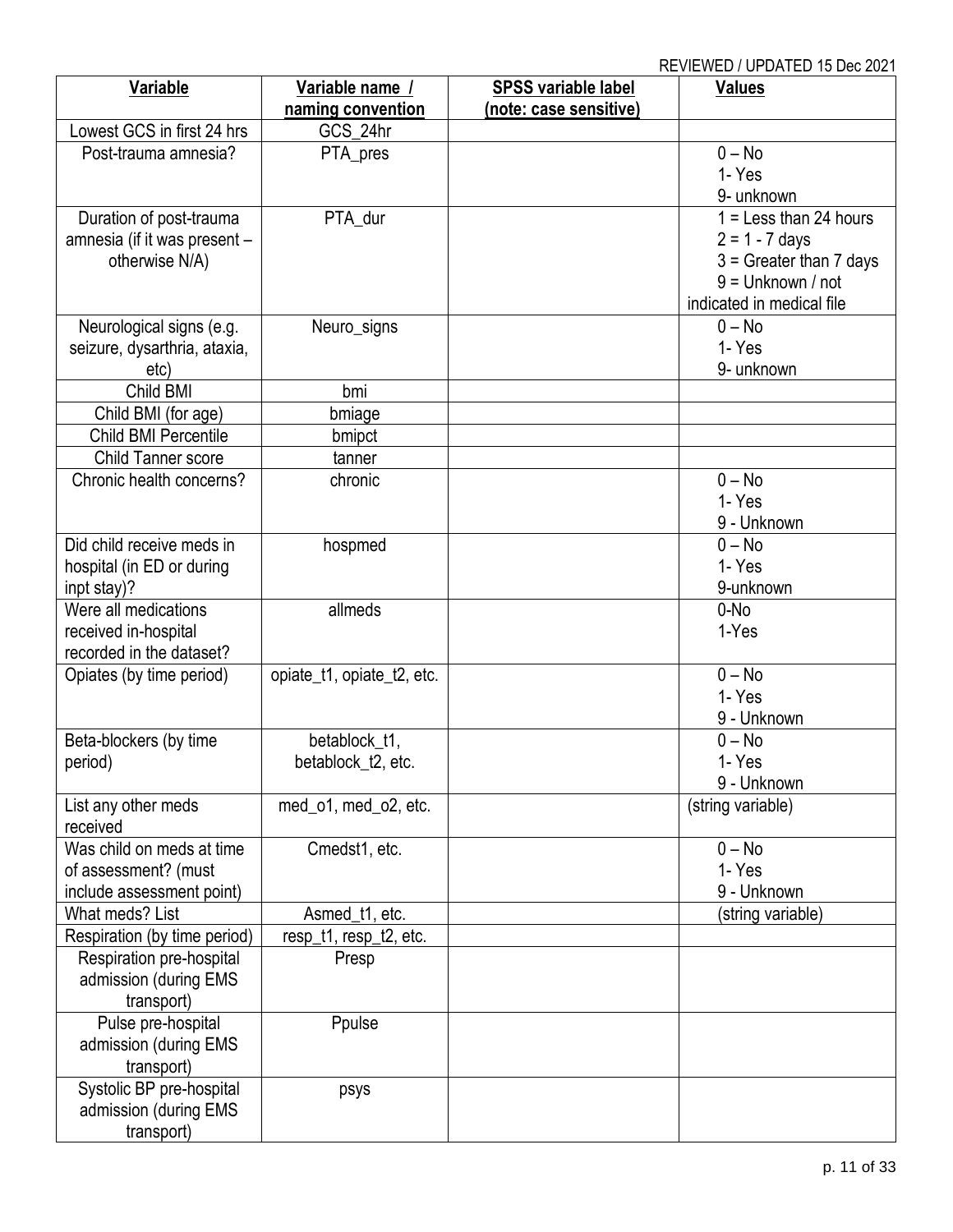REVIEWED / UPDATED 15 Dec 2021

| **Variable** | **Variable name / naming convention** | **SPSS variable label (note: case sensitive)** | **Values** |
|---|---|---|---|
| Lowest GCS in first 24 hrs | GCS_24hr | | |
| Post-trauma amnesia? | PTA_pres | | 0 – No<br>1- Yes<br>9- unknown |
| Duration of post-trauma amnesia (if it was present – otherwise N/A) | PTA_dur | | 1 = Less than 24 hours<br>2 = 1 - 7 days<br>3 = Greater than 7 days<br>9 = Unknown / not indicated in medical file |
| Neurological signs (e.g. seizure, dysarthria, ataxia, etc) | Neuro_signs | | 0 – No<br>1- Yes<br>9- unknown |
| Child BMI | bmi | | |
| Child BMI (for age) | bmiage | | |
| Child BMI Percentile | bmipct | | |
| Child Tanner score | tanner | | |
| Chronic health concerns? | chronic | | 0 – No<br>1- Yes<br>9 - Unknown |
| Did child receive meds in hospital (in ED or during inpt stay)? | hospmed | | 0 – No<br>1- Yes<br>9-unknown |
| Were all medications received in-hospital recorded in the dataset? | allmeds | | 0-No<br>1-Yes |
| Opiates (by time period) | opiate_t1, opiate_t2, etc. | | 0 – No<br>1- Yes<br>9 - Unknown |
| Beta-blockers (by time period) | betablock_t1, betablock_t2, etc. | | 0 – No<br>1- Yes<br>9 - Unknown |
| List any other meds received | med_o1, med_o2, etc. | | (string variable) |
| Was child on meds at time of assessment? (must include assessment point) | Cmedst1, etc. | | 0 – No<br>1- Yes<br>9 - Unknown |
| What meds? List | Asmed_t1, etc. | | (string variable) |
| Respiration (by time period) | resp_t1, resp_t2, etc. | | |
| Respiration pre-hospital admission (during EMS transport) | Presp | | |
| Pulse pre-hospital admission (during EMS transport) | Ppulse | | |
| Systolic BP pre-hospital admission (during EMS transport) | psys | | |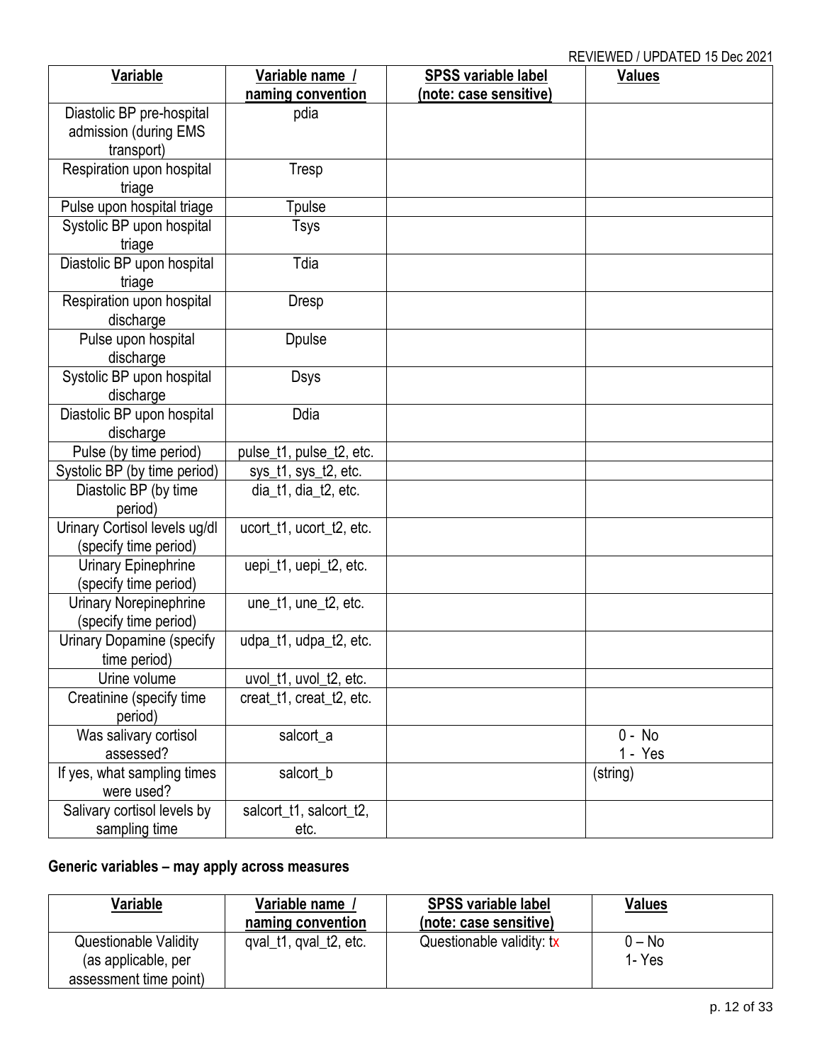REVIEWED / UPDATED 15 Dec 2021

| Variable | Variable name / naming convention | SPSS variable label (note: case sensitive) | Values |
|---|---|---|---|
| Diastolic BP pre-hospital admission (during EMS transport) | pdia | | |
| Respiration upon hospital triage | Tresp | | |
| Pulse upon hospital triage | Tpulse | | |
| Systolic BP upon hospital triage | Tsys | | |
| Diastolic BP upon hospital triage | Tdia | | |
| Respiration upon hospital discharge | Dresp | | |
| Pulse upon hospital discharge | Dpulse | | |
| Systolic BP upon hospital discharge | Dsys | | |
| Diastolic BP upon hospital discharge | Ddia | | |
| Pulse (by time period) | pulse_t1, pulse_t2, etc. | | |
| Systolic BP (by time period) | sys_t1, sys_t2, etc. | | |
| Diastolic BP (by time period) | dia_t1, dia_t2, etc. | | |
| Urinary Cortisol levels ug/dl (specify time period) | ucort_t1, ucort_t2, etc. | | |
| Urinary Epinephrine (specify time period) | uepi_t1, uepi_t2, etc. | | |
| Urinary Norepinephrine (specify time period) | une_t1, une_t2, etc. | | |
| Urinary Dopamine (specify time period) | udpa_t1, udpa_t2, etc. | | |
| Urine volume | uvol_t1, uvol_t2, etc. | | |
| Creatinine (specify time period) | creat_t1, creat_t2, etc. | | |
| Was salivary cortisol assessed? | salcort_a | | 0 - No<br>1 - Yes |
| If yes, what sampling times were used? | salcort_b | | (string) |
| Salivary cortisol levels by sampling time | salcort_t1, salcort_t2, etc. | | |

**Generic variables – may apply across measures**

| Variable | Variable name / naming convention | SPSS variable label (note: case sensitive) | Values |
|---|---|---|---|
| Questionable Validity (as applicable, per assessment time point) | qval_t1, qval_t2, etc. | Questionable validity: tx | 0 – No<br>1- Yes |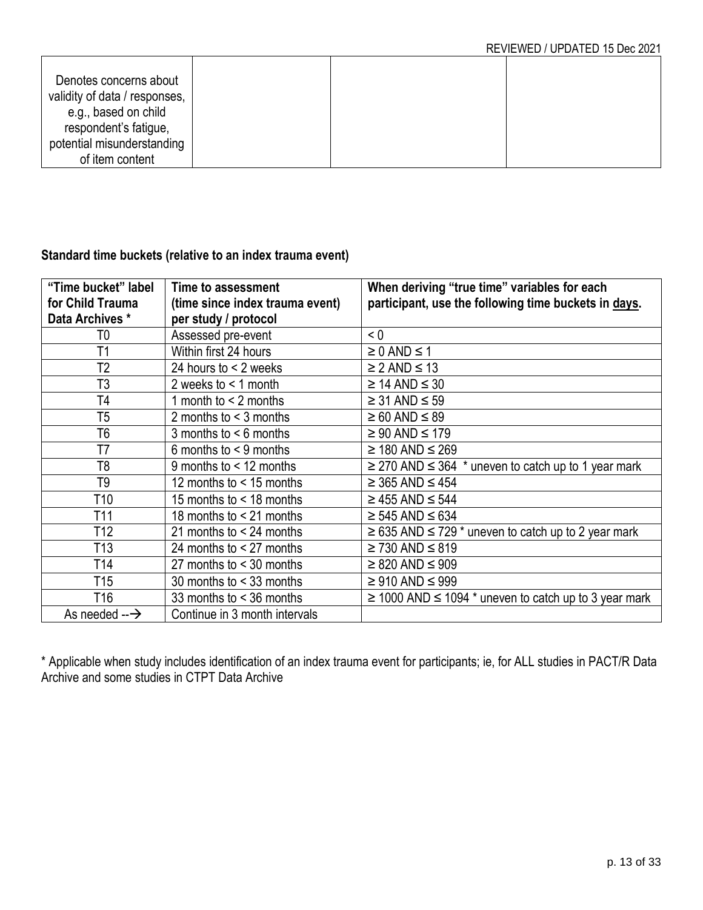| Denotes concerns about validity of data / responses, e.g., based on child respondent's fatigue, potential misunderstanding of item content | | | |
|---|---|---|---|

**Standard time buckets (relative to an index trauma event)**

| "Time bucket" label for Child Trauma Data Archives * | Time to assessment (time since index trauma event) per study / protocol | When deriving "true time" variables for each participant, use the following time buckets in days. |
|---|---|---|
| T0 | Assessed pre-event | < 0 |
| T1 | Within first 24 hours | ≥ 0 AND ≤ 1 |
| T2 | 24 hours to < 2 weeks | ≥ 2 AND ≤ 13 |
| T3 | 2 weeks to < 1 month | ≥ 14 AND ≤ 30 |
| T4 | 1 month to < 2 months | ≥ 31 AND ≤ 59 |
| T5 | 2 months to < 3 months | ≥ 60 AND ≤ 89 |
| T6 | 3 months to < 6 months | ≥ 90 AND ≤ 179 |
| T7 | 6 months to < 9 months | ≥ 180 AND ≤ 269 |
| T8 | 9 months to < 12 months | ≥ 270 AND ≤ 364 * uneven to catch up to 1 year mark |
| T9 | 12 months to < 15 months | ≥ 365 AND ≤ 454 |
| T10 | 15 months to < 18 months | ≥ 455 AND ≤ 544 |
| T11 | 18 months to < 21 months | ≥ 545 AND ≤ 634 |
| T12 | 21 months to < 24 months | ≥ 635 AND ≤ 729 * uneven to catch up to 2 year mark |
| T13 | 24 months to < 27 months | ≥ 730 AND ≤ 819 |
| T14 | 27 months to < 30 months | ≥ 820 AND ≤ 909 |
| T15 | 30 months to < 33 months | ≥ 910 AND ≤ 999 |
| T16 | 33 months to < 36 months | ≥ 1000 AND ≤ 1094 * uneven to catch up to 3 year mark |
| As needed --→ | Continue in 3 month intervals | |

* Applicable when study includes identification of an index trauma event for participants; ie, for ALL studies in PACT/R Data Archive and some studies in CTPT Data Archive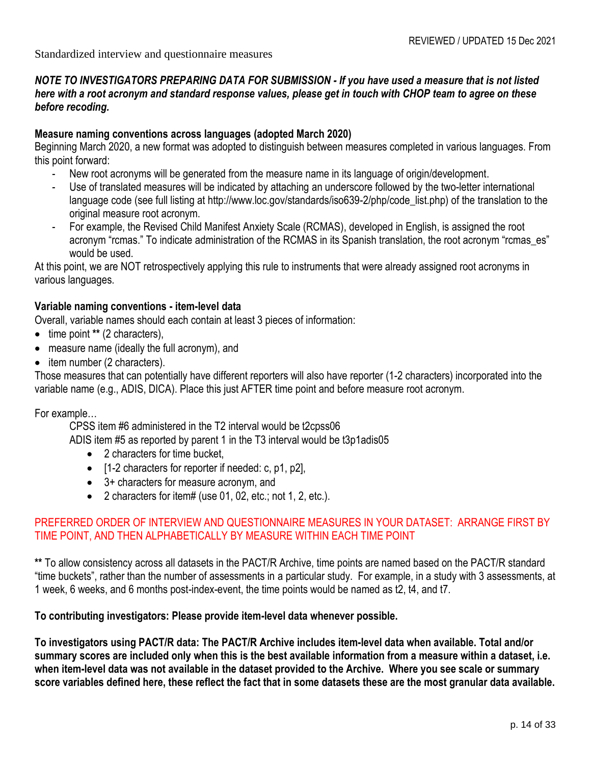Standardized interview and questionnaire measures

***NOTE TO INVESTIGATORS PREPARING DATA FOR SUBMISSION - If you have used a measure that is not listed here with a root acronym and standard response values, please get in touch with CHOP team to agree on these before recoding.***

**Measure naming conventions across languages (adopted March 2020)**

Beginning March 2020, a new format was adopted to distinguish between measures completed in various languages. From this point forward:

- New root acronyms will be generated from the measure name in its language of origin/development.
- Use of translated measures will be indicated by attaching an underscore followed by the two-letter international language code (see full listing at http://www.loc.gov/standards/iso639-2/php/code_list.php) of the translation to the original measure root acronym.
- For example, the Revised Child Manifest Anxiety Scale (RCMAS), developed in English, is assigned the root acronym "rcmas." To indicate administration of the RCMAS in its Spanish translation, the root acronym "rcmas_es" would be used.

At this point, we are NOT retrospectively applying this rule to instruments that were already assigned root acronyms in various languages.

**Variable naming conventions - item-level data**

Overall, variable names should each contain at least 3 pieces of information:

- time point ** (2 characters),
- measure name (ideally the full acronym), and
- item number (2 characters).

Those measures that can potentially have different reporters will also have reporter (1-2 characters) incorporated into the variable name (e.g., ADIS, DICA). Place this just AFTER time point and before measure root acronym.

For example…

CPSS item #6 administered in the T2 interval would be t2cpss06

ADIS item #5 as reported by parent 1 in the T3 interval would be t3p1adis05

- 2 characters for time bucket,
- [1-2 characters for reporter if needed: c, p1, p2],
- 3+ characters for measure acronym, and
- 2 characters for item# (use 01, 02, etc.; not 1, 2, etc.).

PREFERRED ORDER OF INTERVIEW AND QUESTIONNAIRE MEASURES IN YOUR DATASET: ARRANGE FIRST BY TIME POINT, AND THEN ALPHABETICALLY BY MEASURE WITHIN EACH TIME POINT

** To allow consistency across all datasets in the PACT/R Archive, time points are named based on the PACT/R standard "time buckets", rather than the number of assessments in a particular study. For example, in a study with 3 assessments, at 1 week, 6 weeks, and 6 months post-index-event, the time points would be named as t2, t4, and t7.

**To contributing investigators: Please provide item-level data whenever possible.**

**To investigators using PACT/R data: The PACT/R Archive includes item-level data when available. Total and/or summary scores are included only when this is the best available information from a measure within a dataset, i.e. when item-level data was not available in the dataset provided to the Archive. Where you see scale or summary score variables defined here, these reflect the fact that in some datasets these are the most granular data available.**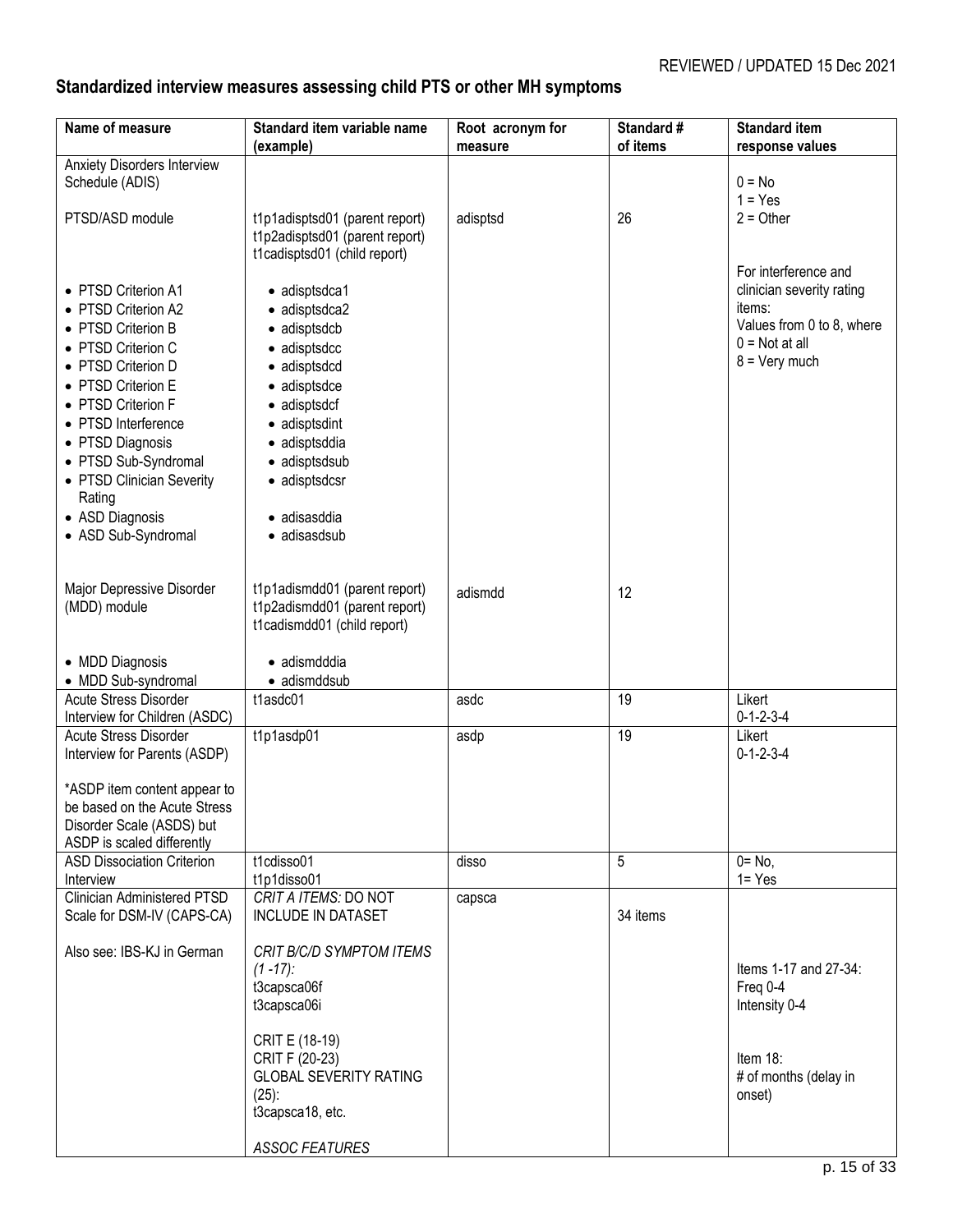REVIEWED / UPDATED 15 Dec 2021

## Standardized interview measures assessing child PTS or other MH symptoms

| Name of measure | Standard item variable name (example) | Root acronym for measure | Standard # of items | Standard item response values |
|---|---|---|---|---|
| Anxiety Disorders Interview Schedule (ADIS)<br><br>PTSD/ASD module<br><br>• PTSD Criterion A1<br>• PTSD Criterion A2<br>• PTSD Criterion B<br>• PTSD Criterion C<br>• PTSD Criterion D<br>• PTSD Criterion E<br>• PTSD Criterion F<br>• PTSD Interference<br>• PTSD Diagnosis<br>• PTSD Sub-Syndromal<br>• PTSD Clinician Severity Rating<br>• ASD Diagnosis<br>• ASD Sub-Syndromal<br><br>Major Depressive Disorder (MDD) module<br><br>• MDD Diagnosis<br>• MDD Sub-syndromal | t1p1adisptsd01 (parent report)<br>t1p2adisptsd01 (parent report)<br>t1cadisptsd01 (child report)<br><br>• adisptsdca1<br>• adisptsdca2<br>• adisptsdcb<br>• adisptsdcc<br>• adisptsdcd<br>• adisptsdce<br>• adisptsdcf<br>• adisptsdint<br>• adisptsddia<br>• adisptsdsub<br>• adisptsdcsr<br>• adisasddia<br>• adisasdsub<br><br>t1p1adismdd01 (parent report)<br>t1p2adismdd01 (parent report)<br>t1cadismdd01 (child report)<br><br>• adismdddia<br>• adismddsub | adisptsd<br><br>adismdd | 26<br><br>12 | 0 = No<br>1 = Yes<br>2 = Other<br><br>For interference and clinician severity rating items:<br>Values from 0 to 8, where<br>0 = Not at all<br>8 = Very much |
| Acute Stress Disorder Interview for Children (ASDC) | t1asdc01 | asdc | 19 | Likert<br>0-1-2-3-4 |
| Acute Stress Disorder Interview for Parents (ASDP)<br><br>*ASDP item content appear to be based on the Acute Stress Disorder Scale (ASDS) but ASDP is scaled differently | t1p1asdp01 | asdp | 19 | Likert<br>0-1-2-3-4 |
| ASD Dissociation Criterion Interview | t1cdisso01<br>t1p1disso01 | disso | 5 | 0= No,<br>1= Yes |
| Clinician Administered PTSD Scale for DSM-IV (CAPS-CA)<br><br>Also see: IBS-KJ in German | *CRIT A ITEMS:* DO NOT INCLUDE IN DATASET<br><br>*CRIT B/C/D SYMPTOM ITEMS (1 -17):*<br>t3capsca06f<br>t3capsca06i<br><br>CRIT E (18-19)<br>CRIT F (20-23)<br>GLOBAL SEVERITY RATING (25):<br>t3capsca18, etc.<br><br>*ASSOC FEATURES* | capsca | 34 items | Items 1-17 and 27-34:<br>Freq 0-4<br>Intensity 0-4<br><br>Item 18:<br># of months (delay in onset) |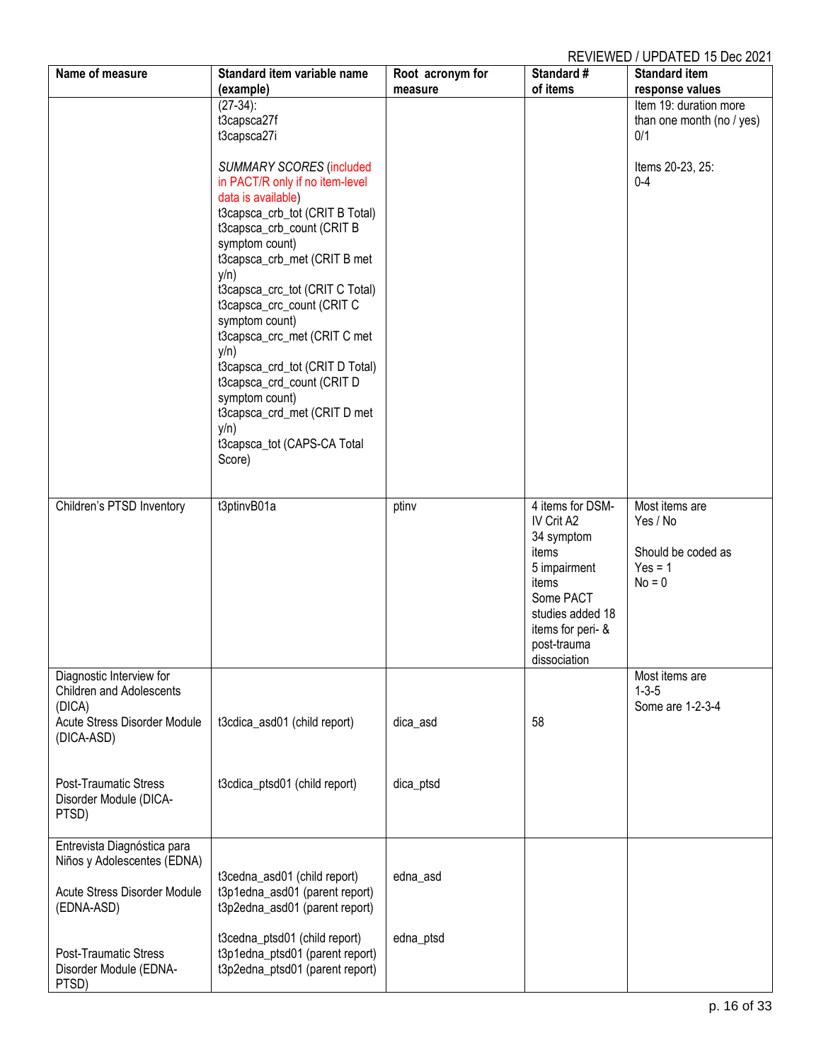REVIEWED / UPDATED 15 Dec 2021

| Name of measure | Standard item variable name (example) | Root acronym for measure | Standard # of items | Standard item response values |
|---|---|---|---|---|
| | (27-34):<br>t3capsca27f<br>t3capsca27i<br><br>*SUMMARY SCORES* (included in PACT/R only if no item-level data is available)<br>t3capsca_crb_tot (CRIT B Total)<br>t3capsca_crb_count (CRIT B symptom count)<br>t3capsca_crb_met (CRIT B met y/n)<br>t3capsca_crc_tot (CRIT C Total)<br>t3capsca_crc_count (CRIT C symptom count)<br>t3capsca_crc_met (CRIT C met y/n)<br>t3capsca_crd_tot (CRIT D Total)<br>t3capsca_crd_count (CRIT D symptom count)<br>t3capsca_crd_met (CRIT D met y/n)<br>t3capsca_tot (CAPS-CA Total Score) | | | Item 19: duration more than one month (no / yes) 0/1<br><br>Items 20-23, 25: 0-4 |
| Children's PTSD Inventory | t3ptinvB01a | ptinv | 4 items for DSM-IV Crit A2<br>34 symptom items<br>5 impairment items<br>Some PACT studies added 18 items for peri- & post-trauma dissociation | Most items are Yes / No<br><br>Should be coded as<br>Yes = 1<br>No = 0 |
| Diagnostic Interview for Children and Adolescents (DICA)<br>Acute Stress Disorder Module (DICA-ASD)<br><br>Post-Traumatic Stress Disorder Module (DICA-PTSD) | t3cdica_asd01 (child report)<br><br>t3cdica_ptsd01 (child report) | dica_asd<br><br>dica_ptsd | 58 | Most items are 1-3-5<br>Some are 1-2-3-4 |
| Entrevista Diagnóstica para Niños y Adolescentes (EDNA)<br><br>Acute Stress Disorder Module (EDNA-ASD)<br><br>Post-Traumatic Stress Disorder Module (EDNA-PTSD) | t3cedna_asd01 (child report)<br>t3p1edna_asd01 (parent report)<br>t3p2edna_asd01 (parent report)<br><br>t3cedna_ptsd01 (child report)<br>t3p1edna_ptsd01 (parent report)<br>t3p2edna_ptsd01 (parent report) | edna_asd<br><br>edna_ptsd | | |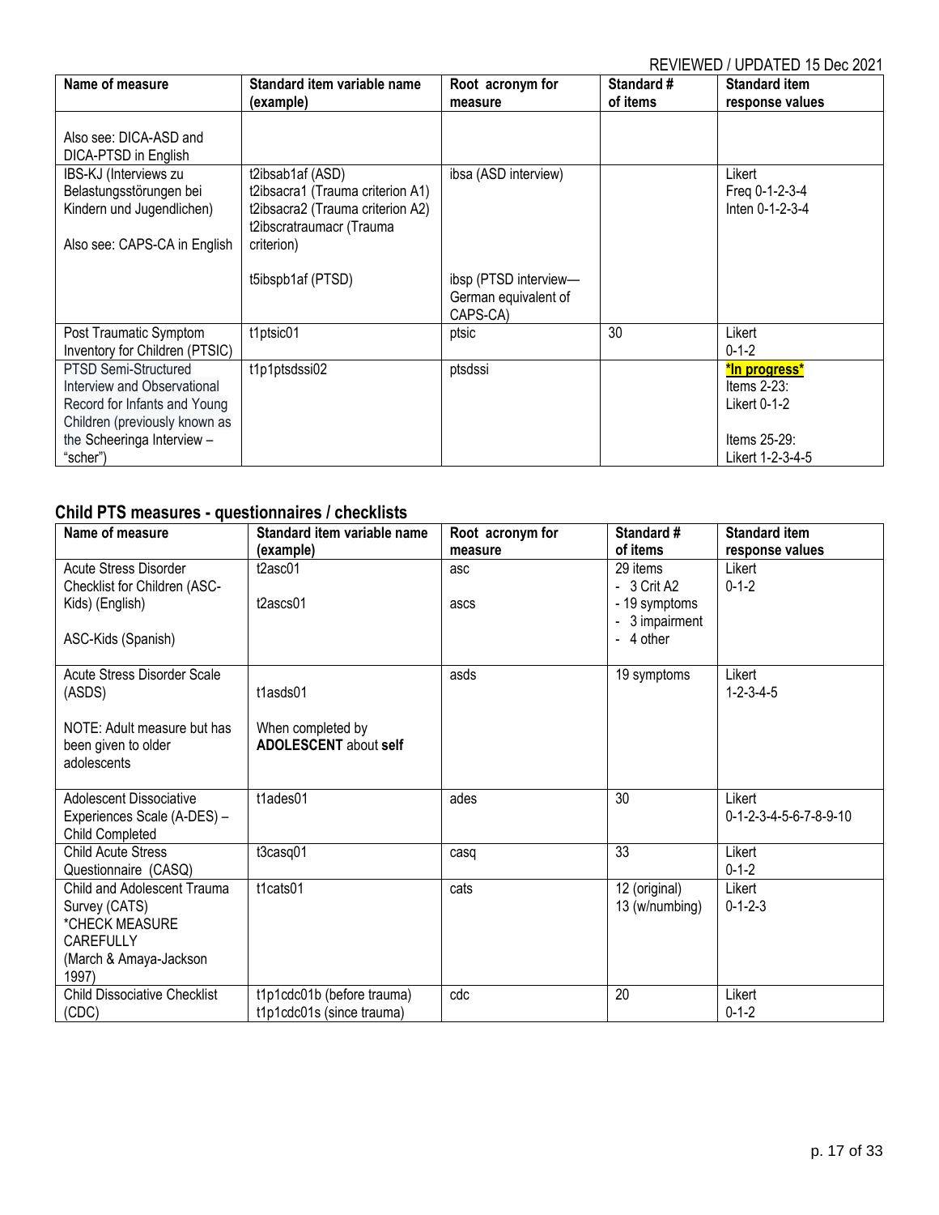REVIEWED / UPDATED 15 Dec 2021

| Name of measure | Standard item variable name (example) | Root acronym for measure | Standard # of items | Standard item response values |
|---|---|---|---|---|
| Also see: DICA-ASD and DICA-PTSD in English | | | | |
| IBS-KJ (Interviews zu Belastungsstörungen bei Kindern und Jugendlichen)<br><br>Also see: CAPS-CA in English | t2ibsab1af (ASD)<br>t2ibsacra1 (Trauma criterion A1)<br>t2ibsacra2 (Trauma criterion A2)<br>t2ibscratraumacr (Trauma criterion)<br><br>t5ibspb1af (PTSD) | ibsa (ASD interview)<br><br><br><br><br>ibsp (PTSD interview—German equivalent of CAPS-CA) | | Likert<br>Freq 0-1-2-3-4<br>Inten 0-1-2-3-4 |
| Post Traumatic Symptom Inventory for Children (PTSIC) | t1ptsic01 | ptsic | 30 | Likert<br>0-1-2 |
| PTSD Semi-Structured Interview and Observational Record for Infants and Young Children (previously known as the Scheeringa Interview – "scher") | t1p1ptsdssi02 | ptsdssi | | ***In progress***<br>Items 2-23:<br>Likert 0-1-2<br><br>Items 25-29:<br>Likert 1-2-3-4-5 |

## Child PTS measures - questionnaires / checklists

| Name of measure | Standard item variable name (example) | Root acronym for measure | Standard # of items | Standard item response values |
|---|---|---|---|---|
| Acute Stress Disorder Checklist for Children (ASC-Kids) (English)<br><br>ASC-Kids (Spanish) | t2asc01<br><br>t2ascs01 | asc<br><br>ascs | 29 items<br>- 3 Crit A2<br>- 19 symptoms<br>- 3 impairment<br>- 4 other | Likert<br>0-1-2 |
| Acute Stress Disorder Scale (ASDS)<br><br>NOTE: Adult measure but has been given to older adolescents | t1asds01<br><br>When completed by **ADOLESCENT** about **self** | asds | 19 symptoms | Likert<br>1-2-3-4-5 |
| Adolescent Dissociative Experiences Scale (A-DES) – Child Completed | t1ades01 | ades | 30 | Likert<br>0-1-2-3-4-5-6-7-8-9-10 |
| Child Acute Stress Questionnaire (CASQ) | t3casq01 | casq | 33 | Likert<br>0-1-2 |
| Child and Adolescent Trauma Survey (CATS) *CHECK MEASURE CAREFULLY (March & Amaya-Jackson 1997) | t1cats01 | cats | 12 (original)<br>13 (w/numbing) | Likert<br>0-1-2-3 |
| Child Dissociative Checklist (CDC) | t1p1cdc01b (before trauma)<br>t1p1cdc01s (since trauma) | cdc | 20 | Likert<br>0-1-2 |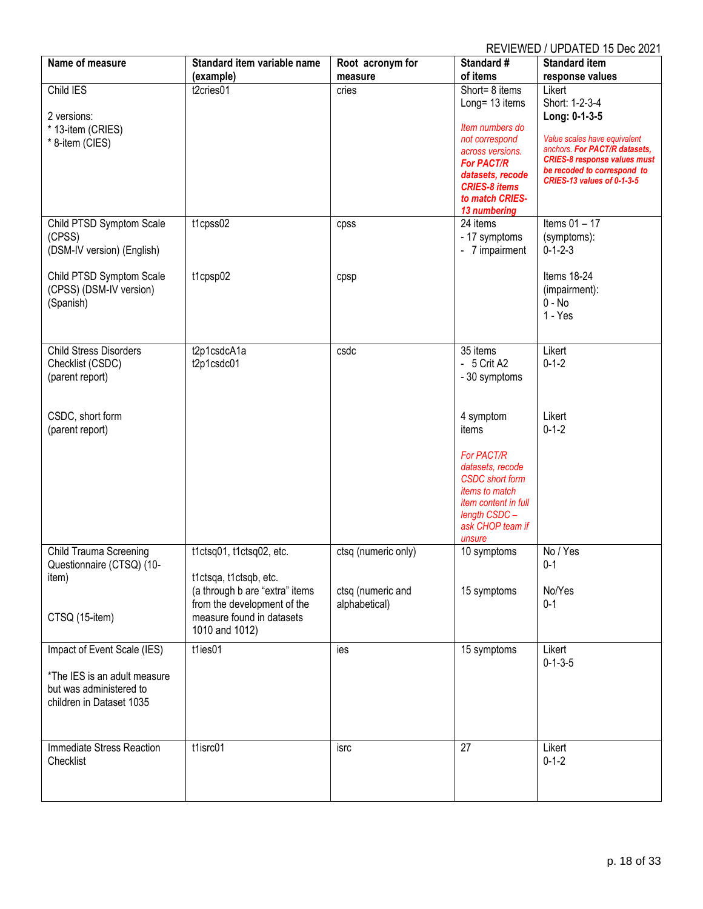REVIEWED / UPDATED 15 Dec 2021

| Name of measure | Standard item variable name (example) | Root acronym for measure | Standard # of items | Standard item response values |
|---|---|---|---|---|
| Child IES<br><br>2 versions:<br>* 13-item (CRIES)<br>* 8-item (CIES) | t2cries01 | cries | Short= 8 items<br>Long= 13 items<br><br>*Item numbers do not correspond across versions.* ***For PACT/R datasets, recode CRIES-8 items to match CRIES-13 numbering*** | Likert<br>Short: 1-2-3-4<br>**Long: 0-1-3-5**<br><br>*Value scales have equivalent anchors.* ***For PACT/R datasets, CRIES-8 response values must be recoded to correspond to CRIES-13 values of 0-1-3-5*** |
| Child PTSD Symptom Scale (CPSS) (DSM-IV version) (English)<br><br>Child PTSD Symptom Scale (CPSS) (DSM-IV version) (Spanish) | t1cpss02<br><br><br>t1cpsp02 | cpss<br><br><br>cpsp | 24 items<br>- 17 symptoms<br>- 7 impairment | Items 01 – 17 (symptoms):<br>0-1-2-3<br><br>Items 18-24 (impairment):<br>0 - No<br>1 - Yes |
| Child Stress Disorders Checklist (CSDC) (parent report)<br><br><br>CSDC, short form (parent report) | t2p1csdcA1a<br>t2p1csdc01 | csdc | 35 items<br>- 5 Crit A2<br>- 30 symptoms<br><br>4 symptom items<br><br>*For PACT/R datasets, recode CSDC short form items to match item content in full length CSDC – ask CHOP team if unsure* | Likert<br>0-1-2<br><br><br>Likert<br>0-1-2 |
| Child Trauma Screening Questionnaire (CTSQ) (10-item)<br><br><br>CTSQ (15-item) | t1ctsq01, t1ctsq02, etc.<br><br>t1ctsqa, t1ctsqb, etc.<br>(a through b are "extra" items from the development of the measure found in datasets 1010 and 1012) | ctsq (numeric only)<br><br><br>ctsq (numeric and alphabetical) | 10 symptoms<br><br><br>15 symptoms | No / Yes<br>0-1<br><br>No/Yes<br>0-1 |
| Impact of Event Scale (IES)<br><br>*The IES is an adult measure but was administered to children in Dataset 1035 | t1ies01 | ies | 15 symptoms | Likert<br>0-1-3-5 |
| Immediate Stress Reaction Checklist | t1isrc01 | isrc | 27 | Likert<br>0-1-2 |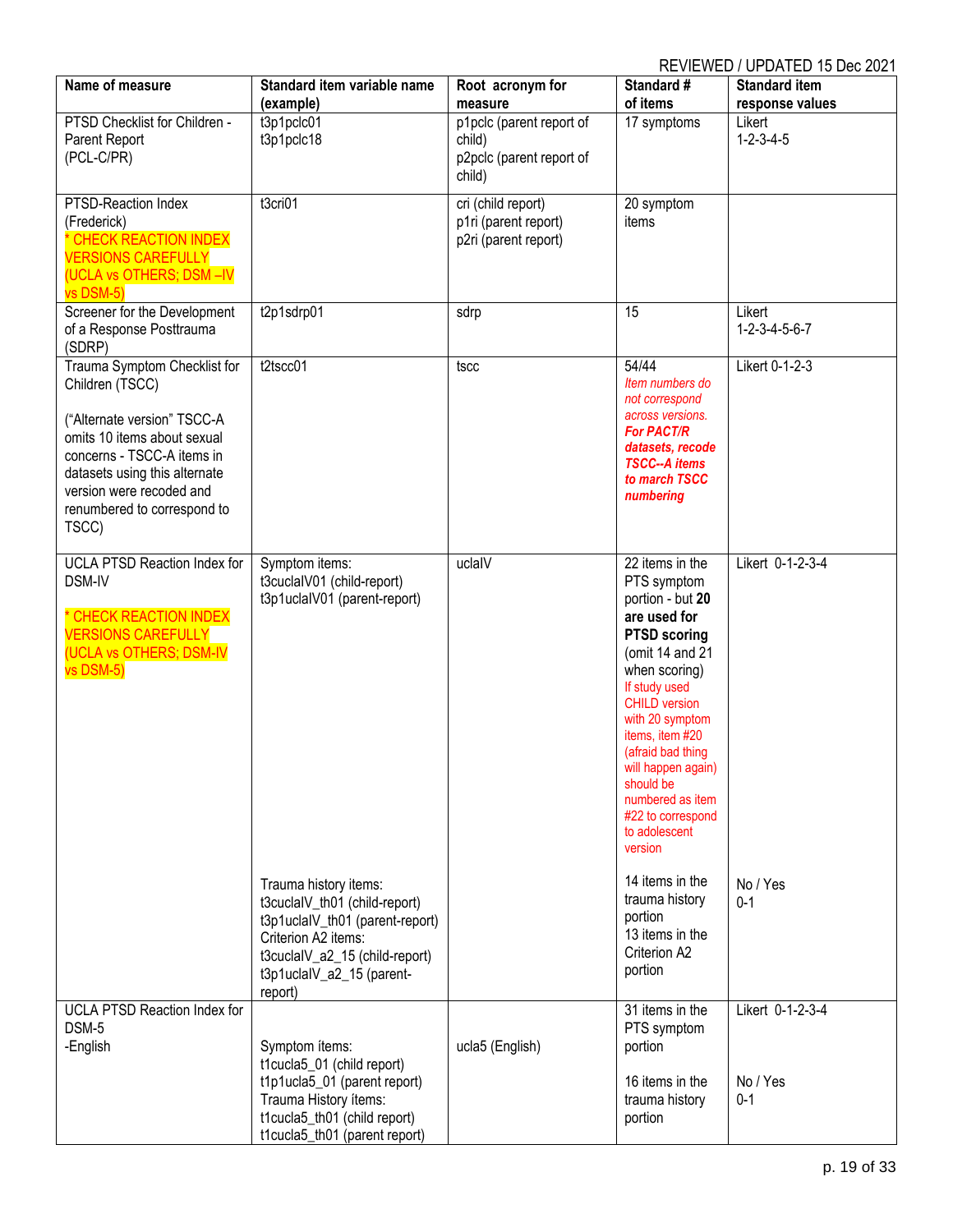REVIEWED / UPDATED 15 Dec 2021

| Name of measure | Standard item variable name (example) | Root acronym for measure | Standard # of items | Standard item response values |
|---|---|---|---|---|
| PTSD Checklist for Children - Parent Report (PCL-C/PR) | t3p1pclc01<br>t3p1pclc18 | p1pclc (parent report of child)<br>p2pclc (parent report of child) | 17 symptoms | Likert<br>1-2-3-4-5 |
| PTSD-Reaction Index (Frederick)<br>* CHECK REACTION INDEX VERSIONS CAREFULLY (UCLA vs OTHERS; DSM –IV vs DSM-5) | t3cri01 | cri (child report)<br>p1ri (parent report)<br>p2ri (parent report) | 20 symptom items | |
| Screener for the Development of a Response Posttrauma (SDRP) | t2p1sdrp01 | sdrp | 15 | Likert<br>1-2-3-4-5-6-7 |
| Trauma Symptom Checklist for Children (TSCC)<br><br>("Alternate version" TSCC-A omits 10 items about sexual concerns - TSCC-A items in datasets using this alternate version were recoded and renumbered to correspond to TSCC) | t2tscc01 | tscc | 54/44<br>*Item numbers do not correspond across versions.* ***For PACT/R datasets, recode TSCC--A items to march TSCC numbering*** | Likert 0-1-2-3 |
| UCLA PTSD Reaction Index for DSM-IV<br><br>* CHECK REACTION INDEX VERSIONS CAREFULLY (UCLA vs OTHERS; DSM-IV vs DSM-5) | Symptom items:<br>t3cuclaIV01 (child-report)<br>t3p1uclaIV01 (parent-report) | uclaIV | 22 items in the PTS symptom portion - but **20 are used for PTSD scoring** (omit 14 and 21 when scoring)<br>If study used CHILD version with 20 symptom items, item #20 (afraid bad thing will happen again) should be numbered as item #22 to correspond to adolescent version | Likert 0-1-2-3-4 |
| | Trauma history items:<br>t3cuclaIV_th01 (child-report)<br>t3p1uclaIV_th01 (parent-report)<br>Criterion A2 items:<br>t3cuclaIV_a2_15 (child-report)<br>t3p1uclaIV_a2_15 (parent-report) | | 14 items in the trauma history portion<br>13 items in the Criterion A2 portion | No / Yes<br>0-1 |
| UCLA PTSD Reaction Index for DSM-5<br>-English | Symptom ítems:<br>t1cucla5_01 (child report)<br>t1p1ucla5_01 (parent report)<br>Trauma History ítems:<br>t1cucla5_th01 (child report)<br>t1cucla5_th01 (parent report) | ucla5 (English) | 31 items in the PTS symptom portion<br><br>16 items in the trauma history portion | Likert 0-1-2-3-4<br><br>No / Yes<br>0-1 |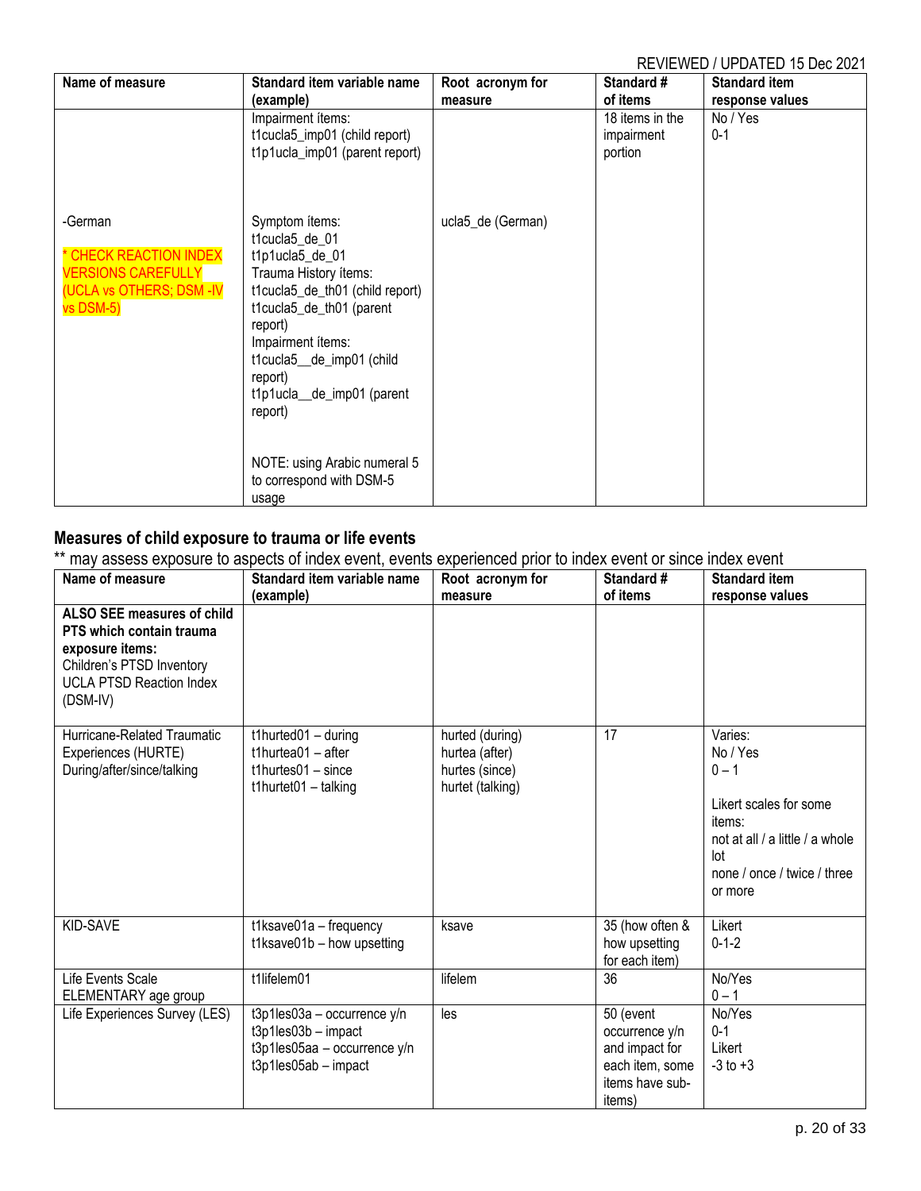REVIEWED / UPDATED 15 Dec 2021

| Name of measure | Standard item variable name (example) | Root acronym for measure | Standard # of items | Standard item response values |
|---|---|---|---|---|
| | Impairment ítems:<br>t1cucla5_imp01 (child report)<br>t1p1ucla_imp01 (parent report) | | 18 items in the impairment portion | No / Yes<br>0-1 |
| -German<br><br>* CHECK REACTION INDEX VERSIONS CAREFULLY (UCLA vs OTHERS; DSM -IV vs DSM-5) | Symptom ítems:<br>t1cucla5_de_01<br>t1p1ucla5_de_01<br>Trauma History ítems:<br>t1cucla5_de_th01 (child report)<br>t1cucla5_de_th01 (parent report)<br>Impairment ítems:<br>t1cucla5__de_imp01 (child report)<br>t1p1ucla__de_imp01 (parent report)<br><br>NOTE: using Arabic numeral 5 to correspond with DSM-5 usage | ucla5_de (German) | | |

## Measures of child exposure to trauma or life events

** may assess exposure to aspects of index event, events experienced prior to index event or since index event

| Name of measure | Standard item variable name (example) | Root acronym for measure | Standard # of items | Standard item response values |
|---|---|---|---|---|
| **ALSO SEE measures of child PTS which contain trauma exposure items:**<br>Children's PTSD Inventory<br>UCLA PTSD Reaction Index (DSM-IV) | | | | |
| Hurricane-Related Traumatic Experiences (HURTE)<br>During/after/since/talking | t1hurted01 – during<br>t1hurtea01 – after<br>t1hurtes01 – since<br>t1hurtet01 – talking | hurted (during)<br>hurtea (after)<br>hurtes (since)<br>hurtet (talking) | 17 | Varies:<br>No / Yes<br>0 – 1<br><br>Likert scales for some items:<br>not at all / a little / a whole lot<br>none / once / twice / three or more |
| KID-SAVE | t1ksave01a – frequency<br>t1ksave01b – how upsetting | ksave | 35 (how often & how upsetting for each item) | Likert<br>0-1-2 |
| Life Events Scale ELEMENTARY age group | t1lifelem01 | lifelem | 36 | No/Yes<br>0 – 1 |
| Life Experiences Survey (LES) | t3p1les03a – occurrence y/n<br>t3p1les03b – impact<br>t3p1les05aa – occurrence y/n<br>t3p1les05ab – impact | les | 50 (event occurrence y/n and impact for each item, some items have sub-items) | No/Yes<br>0-1<br>Likert<br>-3 to +3 |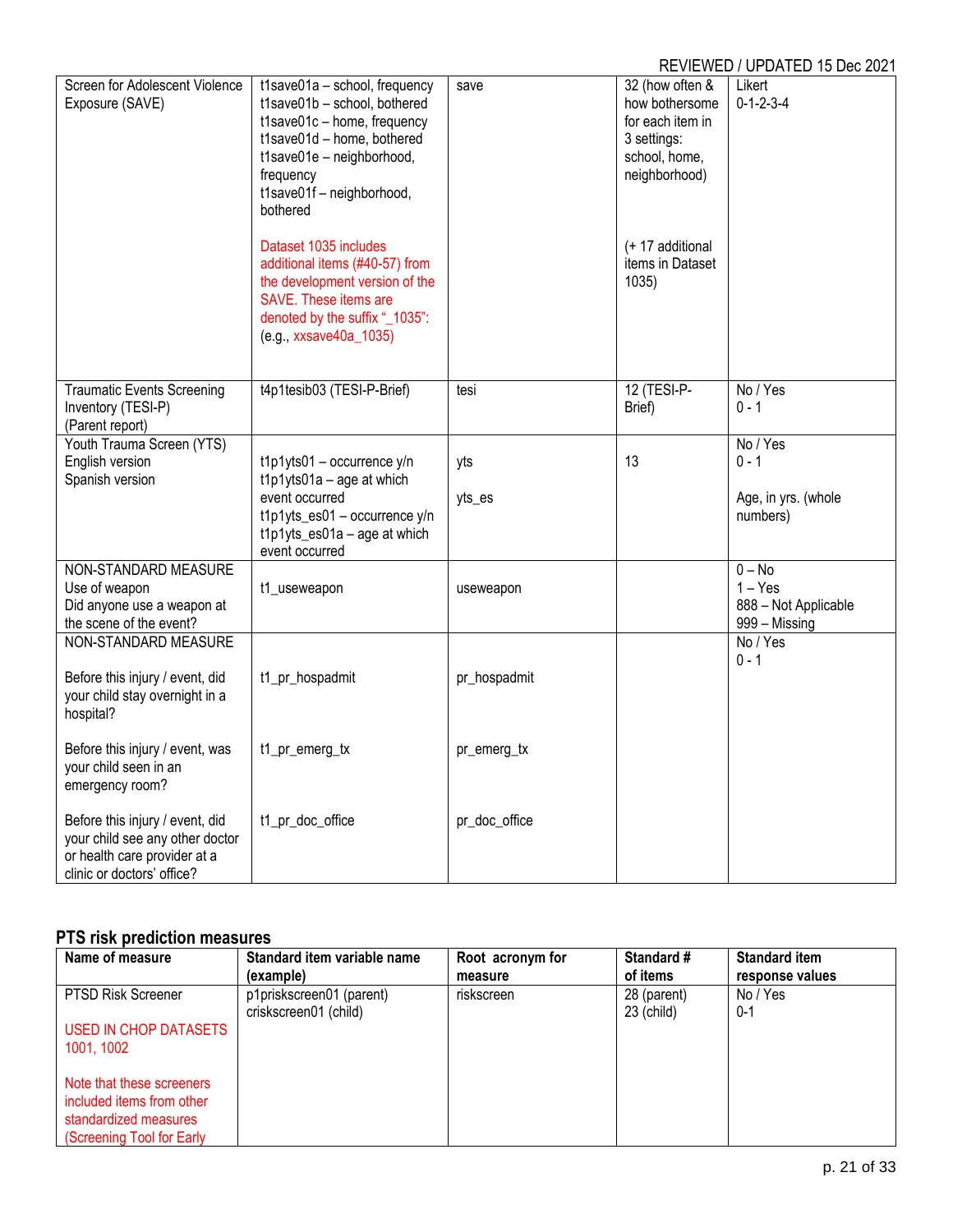REVIEWED / UPDATED 15 Dec 2021

| | | | | |
|---|---|---|---|---|
| Screen for Adolescent Violence Exposure (SAVE) | t1save01a – school, frequency<br>t1save01b – school, bothered<br>t1save01c – home, frequency<br>t1save01d – home, bothered<br>t1save01e – neighborhood, frequency<br>t1save01f – neighborhood, bothered<br><br>Dataset 1035 includes additional items (#40-57) from the development version of the SAVE. These items are denoted by the suffix "_1035": (e.g., xxsave40a_1035) | save | 32 (how often & how bothersome for each item in 3 settings: school, home, neighborhood)<br><br>(+ 17 additional items in Dataset 1035) | Likert<br>0-1-2-3-4 |
| Traumatic Events Screening Inventory (TESI-P)<br>(Parent report) | t4p1tesib03 (TESI-P-Brief) | tesi | 12 (TESI-P-Brief) | No / Yes<br>0 - 1 |
| Youth Trauma Screen (YTS)<br>English version<br>Spanish version | t1p1yts01 – occurrence y/n<br>t1p1yts01a – age at which event occurred<br>t1p1yts_es01 – occurrence y/n<br>t1p1yts_es01a – age at which event occurred | yts<br><br>yts_es | 13 | No / Yes<br>0 - 1<br><br>Age, in yrs. (whole numbers) |
| NON-STANDARD MEASURE<br>Use of weapon<br>Did anyone use a weapon at the scene of the event? | t1_useweapon | useweapon | | 0 – No<br>1 – Yes<br>888 – Not Applicable<br>999 – Missing |
| NON-STANDARD MEASURE<br><br>Before this injury / event, did your child stay overnight in a hospital?<br><br>Before this injury / event, was your child seen in an emergency room?<br><br>Before this injury / event, did your child see any other doctor or health care provider at a clinic or doctors' office? | <br><br>t1_pr_hospadmit<br><br>t1_pr_emerg_tx<br><br>t1_pr_doc_office | <br><br>pr_hospadmit<br><br>pr_emerg_tx<br><br>pr_doc_office | | No / Yes<br>0 - 1 |

## PTS risk prediction measures

| Name of measure | Standard item variable name (example) | Root acronym for measure | Standard # of items | Standard item response values |
|---|---|---|---|---|
| PTSD Risk Screener<br><br>USED IN CHOP DATASETS 1001, 1002<br><br>Note that these screeners included items from other standardized measures (Screening Tool for Early | p1priskscreen01 (parent)<br>criskscreen01 (child) | riskscreen | 28 (parent)<br>23 (child) | No / Yes<br>0-1 |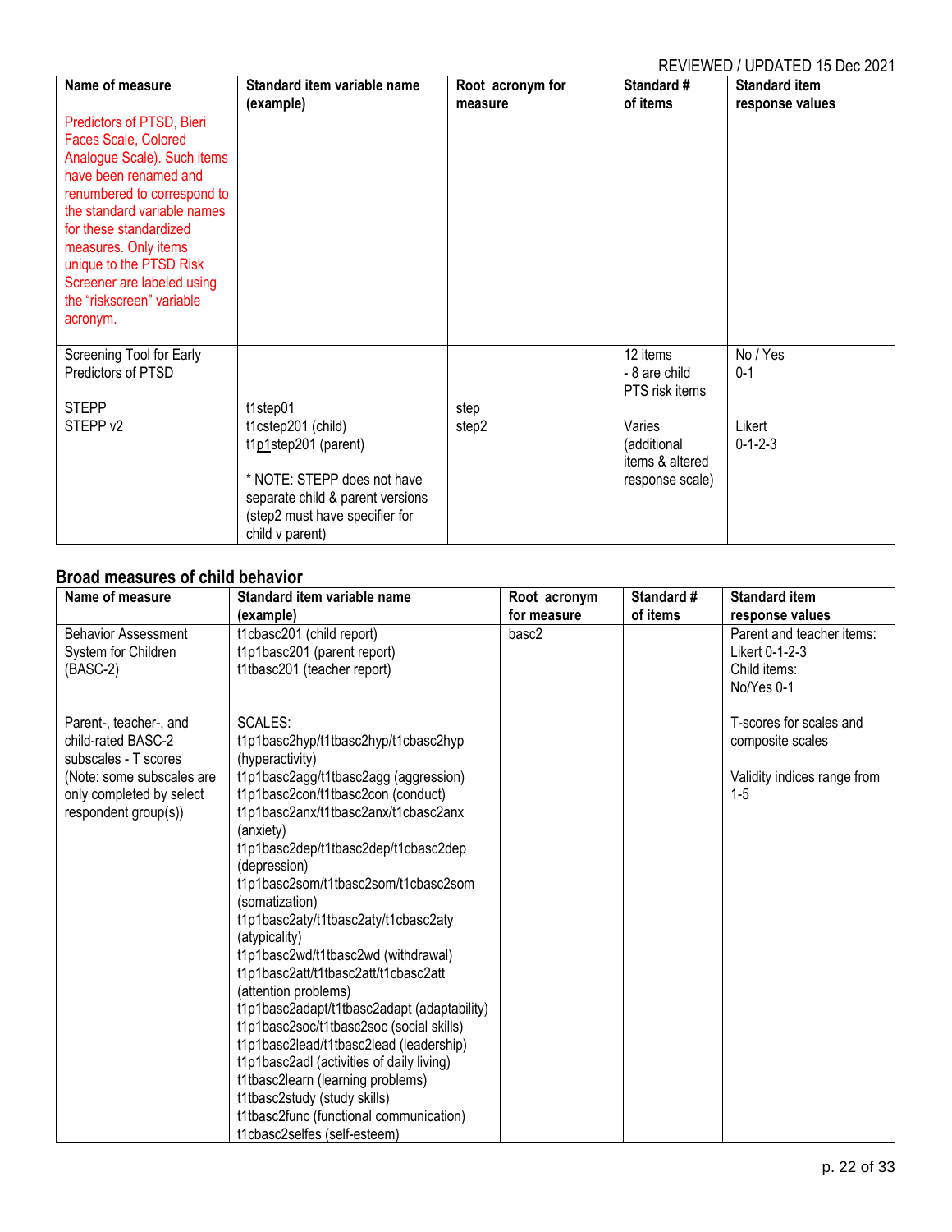REVIEWED / UPDATED 15 Dec 2021

| Name of measure | Standard item variable name (example) | Root acronym for measure | Standard # of items | Standard item response values |
|---|---|---|---|---|
| Predictors of PTSD, Bieri Faces Scale, Colored Analogue Scale). Such items have been renamed and renumbered to correspond to the standard variable names for these standardized measures. Only items unique to the PTSD Risk Screener are labeled using the "riskscreen" variable acronym. | | | | |
| Screening Tool for Early Predictors of PTSD<br><br>STEPP<br>STEPP v2 | <br><br>t1step01<br>t1cstep201 (child)<br>t1p1step201 (parent)<br><br>* NOTE: STEPP does not have separate child & parent versions (step2 must have specifier for child v parent) | <br><br>step<br>step2 | 12 items<br>- 8 are child PTS risk items<br><br>Varies (additional items & altered response scale) | No / Yes<br>0-1<br><br><br>Likert<br>0-1-2-3 |

## Broad measures of child behavior

| Name of measure | Standard item variable name (example) | Root acronym for measure | Standard # of items | Standard item response values |
|---|---|---|---|---|
| Behavior Assessment System for Children (BASC-2) | t1cbasc201 (child report)<br>t1p1basc201 (parent report)<br>t1tbasc201 (teacher report) | basc2 | | Parent and teacher items: Likert 0-1-2-3<br>Child items: No/Yes 0-1 |
| Parent-, teacher-, and child-rated BASC-2 subscales - T scores<br>(Note: some subscales are only completed by select respondent group(s)) | SCALES:<br>t1p1basc2hyp/t1tbasc2hyp/t1cbasc2hyp (hyperactivity)<br>t1p1basc2agg/t1tbasc2agg (aggression)<br>t1p1basc2con/t1tbasc2con (conduct)<br>t1p1basc2anx/t1tbasc2anx/t1cbasc2anx (anxiety)<br>t1p1basc2dep/t1tbasc2dep/t1cbasc2dep (depression)<br>t1p1basc2som/t1tbasc2som/t1cbasc2som (somatization)<br>t1p1basc2aty/t1tbasc2aty/t1cbasc2aty (atypicality)<br>t1p1basc2wd/t1tbasc2wd (withdrawal)<br>t1p1basc2att/t1tbasc2att/t1cbasc2att (attention problems)<br>t1p1basc2adapt/t1tbasc2adapt (adaptability)<br>t1p1basc2soc/t1tbasc2soc (social skills)<br>t1p1basc2lead/t1tbasc2lead (leadership)<br>t1p1basc2adl (activities of daily living)<br>t1tbasc2learn (learning problems)<br>t1tbasc2study (study skills)<br>t1tbasc2func (functional communication)<br>t1cbasc2selfes (self-esteem) | | | T-scores for scales and composite scales<br><br>Validity indices range from 1-5 |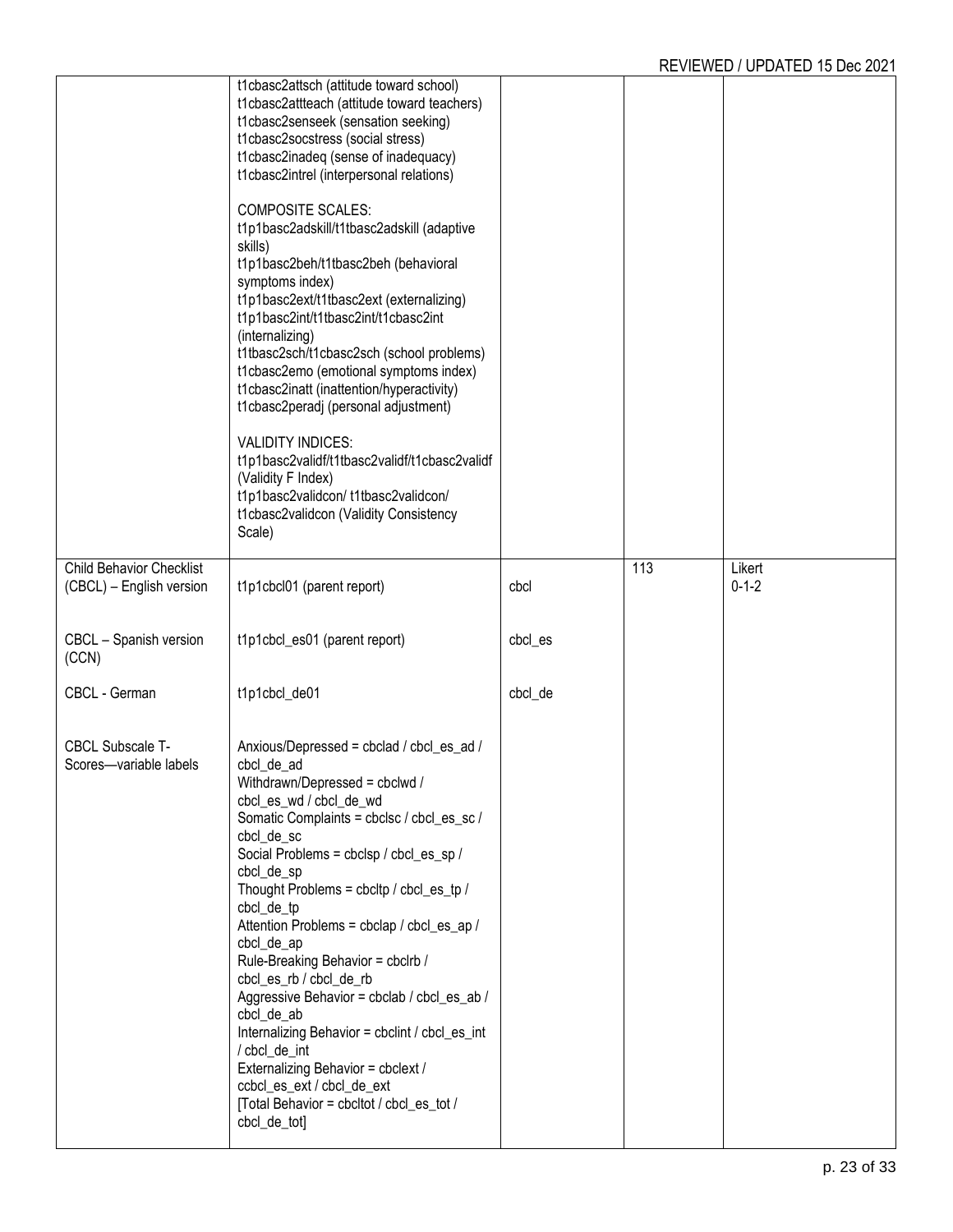| | | | | |
|---|---|---|---|---|
| | t1cbasc2attsch (attitude toward school)<br>t1cbasc2attteach (attitude toward teachers)<br>t1cbasc2senseek (sensation seeking)<br>t1cbasc2socstress (social stress)<br>t1cbasc2inadeq (sense of inadequacy)<br>t1cbasc2intrel (interpersonal relations)<br><br>COMPOSITE SCALES:<br>t1p1basc2adskill/t1tbasc2adskill (adaptive skills)<br>t1p1basc2beh/t1tbasc2beh (behavioral symptoms index)<br>t1p1basc2ext/t1tbasc2ext (externalizing)<br>t1p1basc2int/t1tbasc2int/t1cbasc2int (internalizing)<br>t1tbasc2sch/t1cbasc2sch (school problems)<br>t1cbasc2emo (emotional symptoms index)<br>t1cbasc2inatt (inattention/hyperactivity)<br>t1cbasc2peradj (personal adjustment)<br><br>VALIDITY INDICES:<br>t1p1basc2validf/t1tbasc2validf/t1cbasc2validf (Validity F Index)<br>t1p1basc2validcon/ t1tbasc2validcon/ t1cbasc2validcon (Validity Consistency Scale) | | | |
| Child Behavior Checklist (CBCL) – English version | t1p1cbcl01 (parent report) | cbcl | 113 | Likert<br>0-1-2 |
| CBCL – Spanish version (CCN) | t1p1cbcl_es01 (parent report) | cbcl_es | | |
| CBCL - German | t1p1cbcl_de01 | cbcl_de | | |
| CBCL Subscale T-Scores—variable labels | Anxious/Depressed = cbclad / cbcl_es_ad / cbcl_de_ad<br>Withdrawn/Depressed = cbclwd / cbcl_es_wd / cbcl_de_wd<br>Somatic Complaints = cbclsc / cbcl_es_sc / cbcl_de_sc<br>Social Problems = cbclsp / cbcl_es_sp / cbcl_de_sp<br>Thought Problems = cbcltp / cbcl_es_tp / cbcl_de_tp<br>Attention Problems = cbclap / cbcl_es_ap / cbcl_de_ap<br>Rule-Breaking Behavior = cbclrb / cbcl_es_rb / cbcl_de_rb<br>Aggressive Behavior = cbclab / cbcl_es_ab / cbcl_de_ab<br>Internalizing Behavior = cbclint / cbcl_es_int / cbcl_de_int<br>Externalizing Behavior = cbclext / ccbcl_es_ext / cbcl_de_ext<br>[Total Behavior = cbcltot / cbcl_es_tot / cbcl_de_tot] | | | |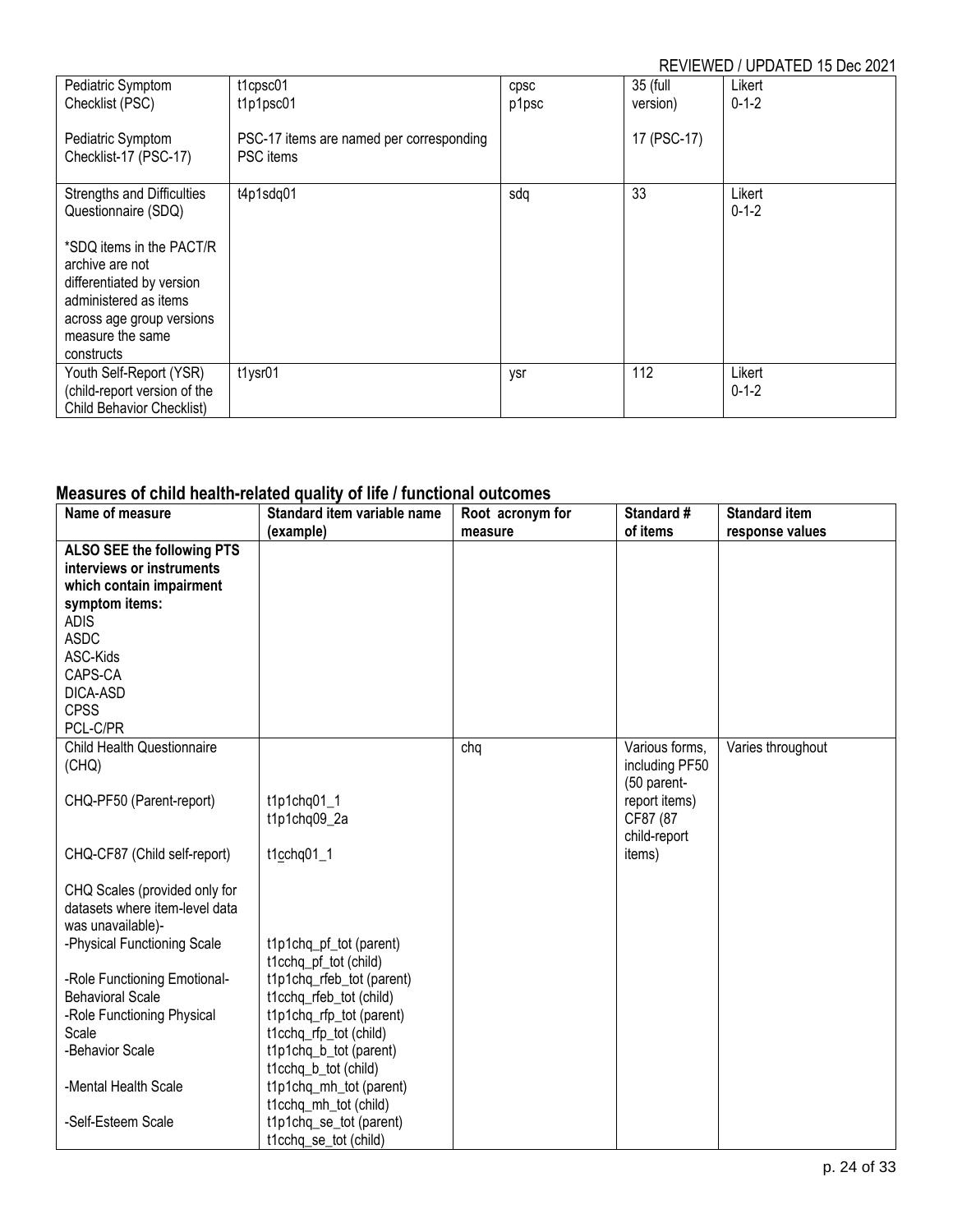| | | | | |
|---|---|---|---|---|
| Pediatric Symptom Checklist (PSC)<br><br>Pediatric Symptom Checklist-17 (PSC-17) | t1cpsc01<br>t1p1psc01<br><br>PSC-17 items are named per corresponding PSC items | cpsc<br>p1psc | 35 (full version)<br><br>17 (PSC-17) | Likert<br>0-1-2 |
| Strengths and Difficulties Questionnaire (SDQ)<br><br>*SDQ items in the PACT/R archive are not differentiated by version administered as items across age group versions measure the same constructs | t4p1sdq01 | sdq | 33 | Likert<br>0-1-2 |
| Youth Self-Report (YSR) (child-report version of the Child Behavior Checklist) | t1ysr01 | ysr | 112 | Likert<br>0-1-2 |

## Measures of child health-related quality of life / functional outcomes

| Name of measure | Standard item variable name (example) | Root acronym for measure | Standard # of items | Standard item response values |
|---|---|---|---|---|
| **ALSO SEE the following PTS interviews or instruments which contain impairment symptom items:**<br>ADIS<br>ASDC<br>ASC-Kids<br>CAPS-CA<br>DICA-ASD<br>CPSS<br>PCL-C/PR | | | | |
| Child Health Questionnaire (CHQ)<br><br>CHQ-PF50 (Parent-report)<br><br>CHQ-CF87 (Child self-report)<br><br>CHQ Scales (provided only for datasets where item-level data was unavailable)-<br>-Physical Functioning Scale<br><br>-Role Functioning Emotional-Behavioral Scale<br>-Role Functioning Physical Scale<br>-Behavior Scale<br><br>-Mental Health Scale<br><br>-Self-Esteem Scale | <br><br>t1p1chq01_1<br>t1p1chq09_2a<br><br>t1cchq01_1<br><br><br><br>t1p1chq_pf_tot (parent)<br>t1cchq_pf_tot (child)<br>t1p1chq_rfeb_tot (parent)<br>t1cchq_rfeb_tot (child)<br>t1p1chq_rfp_tot (parent)<br>t1cchq_rfp_tot (child)<br>t1p1chq_b_tot (parent)<br>t1cchq_b_tot (child)<br>t1p1chq_mh_tot (parent)<br>t1cchq_mh_tot (child)<br>t1p1chq_se_tot (parent)<br>t1cchq_se_tot (child) | chq | Various forms, including PF50 (50 parent-report items) CF87 (87 child-report items) | Varies throughout |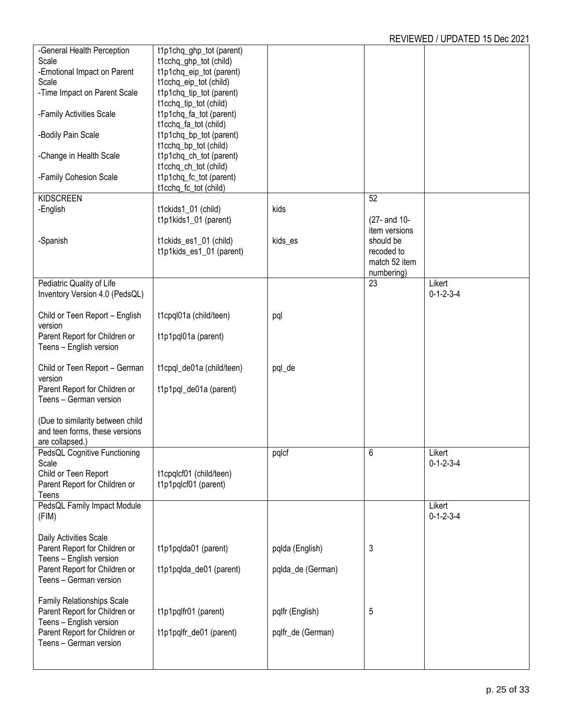REVIEWED / UPDATED 15 Dec 2021

| | | | | |
|---|---|---|---|---|
| -General Health Perception Scale<br>-Emotional Impact on Parent Scale<br>-Time Impact on Parent Scale<br>-Family Activities Scale<br>-Bodily Pain Scale<br>-Change in Health Scale<br>-Family Cohesion Scale | t1p1chq_ghp_tot (parent)<br>t1cchq_ghp_tot (child)<br>t1p1chq_eip_tot (parent)<br>t1cchq_eip_tot (child)<br>t1p1chq_tip_tot (parent)<br>t1cchq_tip_tot (child)<br>t1p1chq_fa_tot (parent)<br>t1cchq_fa_tot (child)<br>t1p1chq_bp_tot (parent)<br>t1cchq_bp_tot (child)<br>t1p1chq_ch_tot (parent)<br>t1cchq_ch_tot (child)<br>t1p1chq_fc_tot (parent)<br>t1cchq_fc_tot (child) | | | |
| KIDSCREEN<br>-English<br><br>-Spanish | t1ckids1_01 (child)<br>t1p1kids1_01 (parent)<br><br>t1ckids_es1_01 (child)<br>t1p1kids_es1_01 (parent) | kids<br><br><br>kids_es | 52<br><br>(27- and 10-item versions should be recoded to match 52 item numbering) | |
| Pediatric Quality of Life Inventory Version 4.0 (PedsQL)<br><br>Child or Teen Report – English version<br>Parent Report for Children or Teens – English version<br><br>Child or Teen Report – German version<br>Parent Report for Children or Teens – German version<br><br>(Due to similarity between child and teen forms, these versions are collapsed.) | <br><br>t1cpql01a (child/teen)<br>t1p1pql01a (parent)<br><br>t1cpql_de01a (child/teen)<br>t1p1pql_de01a (parent) | <br><br>pql<br><br><br>pql_de | 23 | Likert<br>0-1-2-3-4 |
| PedsQL Cognitive Functioning Scale<br>Child or Teen Report<br>Parent Report for Children or Teens | <br>t1cpqlcf01 (child/teen)<br>t1p1pqlcf01 (parent) | pqlcf | 6 | Likert<br>0-1-2-3-4 |
| PedsQL Family Impact Module (FIM)<br><br>Daily Activities Scale<br>Parent Report for Children or Teens – English version<br>Parent Report for Children or Teens – German version<br><br>Family Relationships Scale<br>Parent Report for Children or Teens – English version<br>Parent Report for Children or Teens – German version | <br><br><br>t1p1pqlda01 (parent)<br>t1p1pqlda_de01 (parent)<br><br><br>t1p1pqlfr01 (parent)<br>t1p1pqlfr_de01 (parent) | <br><br><br>pqlda (English)<br>pqlda_de (German)<br><br><br>pqlfr (English)<br>pqlfr_de (German) | <br><br><br>3<br><br><br><br>5 | Likert<br>0-1-2-3-4 |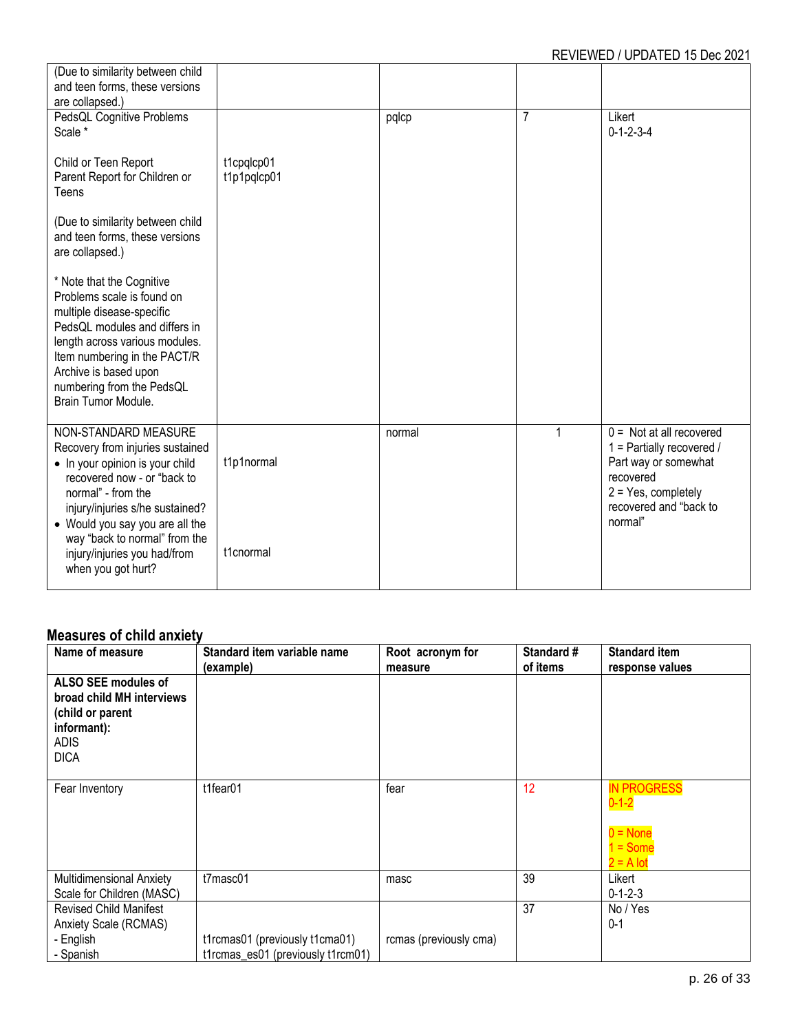| | | | | |
|---|---|---|---|---|
| (Due to similarity between child and teen forms, these versions are collapsed.) | | | | |
| PedsQL Cognitive Problems Scale *<br><br>Child or Teen Report<br>Parent Report for Children or Teens<br><br>(Due to similarity between child and teen forms, these versions are collapsed.)<br><br>* Note that the Cognitive Problems scale is found on multiple disease-specific PedsQL modules and differs in length across various modules. Item numbering in the PACT/R Archive is based upon numbering from the PedsQL Brain Tumor Module. | <br><br>t1cpqlcp01<br>t1p1pqlcp01 | pqlcp | 7 | Likert<br>0-1-2-3-4 |
| NON-STANDARD MEASURE<br>Recovery from injuries sustained<br>• In your opinion is your child recovered now - or "back to normal" - from the injury/injuries s/he sustained?<br>• Would you say you are all the way "back to normal" from the injury/injuries you had/from when you got hurt? | <br><br>t1p1normal<br><br><br><br><br>t1cnormal | normal | 1 | 0 = Not at all recovered<br>1 = Partially recovered / Part way or somewhat recovered<br>2 = Yes, completely recovered and "back to normal" |

## Measures of child anxiety

| Name of measure | Standard item variable name (example) | Root acronym for measure | Standard # of items | Standard item response values |
|---|---|---|---|---|
| **ALSO SEE modules of broad child MH interviews (child or parent informant):**<br>ADIS<br>DICA | | | | |
| Fear Inventory | t1fear01 | fear | 12 | IN PROGRESS<br>0-1-2<br><br>0 = None<br>1 = Some<br>2 = A lot |
| Multidimensional Anxiety Scale for Children (MASC) | t7masc01 | masc | 39 | Likert<br>0-1-2-3 |
| Revised Child Manifest Anxiety Scale (RCMAS)<br>- English<br>- Spanish | <br><br>t1rcmas01 (previously t1cma01)<br>t1rcmas_es01 (previously t1rcm01) | <br><br>rcmas (previously cma) | 37 | No / Yes<br>0-1 |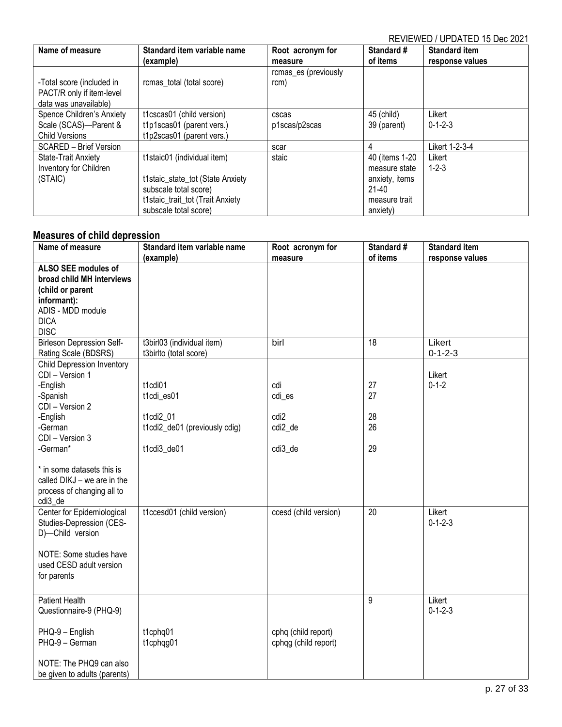REVIEWED / UPDATED 15 Dec 2021

| Name of measure | Standard item variable name (example) | Root acronym for measure | Standard # of items | Standard item response values |
|---|---|---|---|---|
| -Total score (included in PACT/R only if item-level data was unavailable) | rcmas_total (total score) | rcmas_es (previously rcm) | | |
| Spence Children's Anxiety Scale (SCAS)—Parent & Child Versions | t1cscas01 (child version)<br>t1p1scas01 (parent vers.)<br>t1p2scas01 (parent vers.) | cscas<br>p1scas/p2scas | 45 (child)<br>39 (parent) | Likert<br>0-1-2-3 |
| SCARED – Brief Version | | scar | 4 | Likert 1-2-3-4 |
| State-Trait Anxiety Inventory for Children (STAIC) | t1staic01 (individual item)<br><br>t1staic_state_tot (State Anxiety subscale total score)<br>t1staic_trait_tot (Trait Anxiety subscale total score) | staic | 40 (items 1-20 measure state anxiety, items 21-40 measure trait anxiety) | Likert<br>1-2-3 |

## Measures of child depression

| Name of measure | Standard item variable name (example) | Root acronym for measure | Standard # of items | Standard item response values |
|---|---|---|---|---|
| **ALSO SEE modules of broad child MH interviews (child or parent informant):**<br>ADIS - MDD module<br>DICA<br>DISC | | | | |
| Birleson Depression Self-Rating Scale (BDSRS) | t3birl03 (individual item)<br>t3birlto (total score) | birl | 18 | Likert<br>0-1-2-3 |
| Child Depression Inventory<br>CDI – Version 1<br>-English<br>-Spanish<br>CDI – Version 2<br>-English<br>-German<br>CDI – Version 3<br>-German*<br><br>* in some datasets this is called DIKJ – we are in the process of changing all to cdi3_de | <br><br>t1cdi01<br>t1cdi_es01<br><br>t1cdi2_01<br>t1cdi2_de01 (previously cdig)<br><br>t1cdi3_de01 | <br><br>cdi<br>cdi_es<br><br>cdi2<br>cdi2_de<br><br>cdi3_de | <br><br>27<br>27<br><br>28<br>26<br><br>29 | <br>Likert<br>0-1-2 |
| Center for Epidemiological Studies-Depression (CES-D)—Child version<br><br>NOTE: Some studies have used CESD adult version for parents | t1ccesd01 (child version) | ccesd (child version) | 20 | Likert<br>0-1-2-3 |
| Patient Health Questionnaire-9 (PHQ-9)<br><br>PHQ-9 – English<br>PHQ-9 – German<br><br>NOTE: The PHQ9 can also be given to adults (parents) | <br><br>t1cphq01<br>t1cphqg01 | <br><br>cphq (child report)<br>cphqg (child report) | 9 | Likert<br>0-1-2-3 |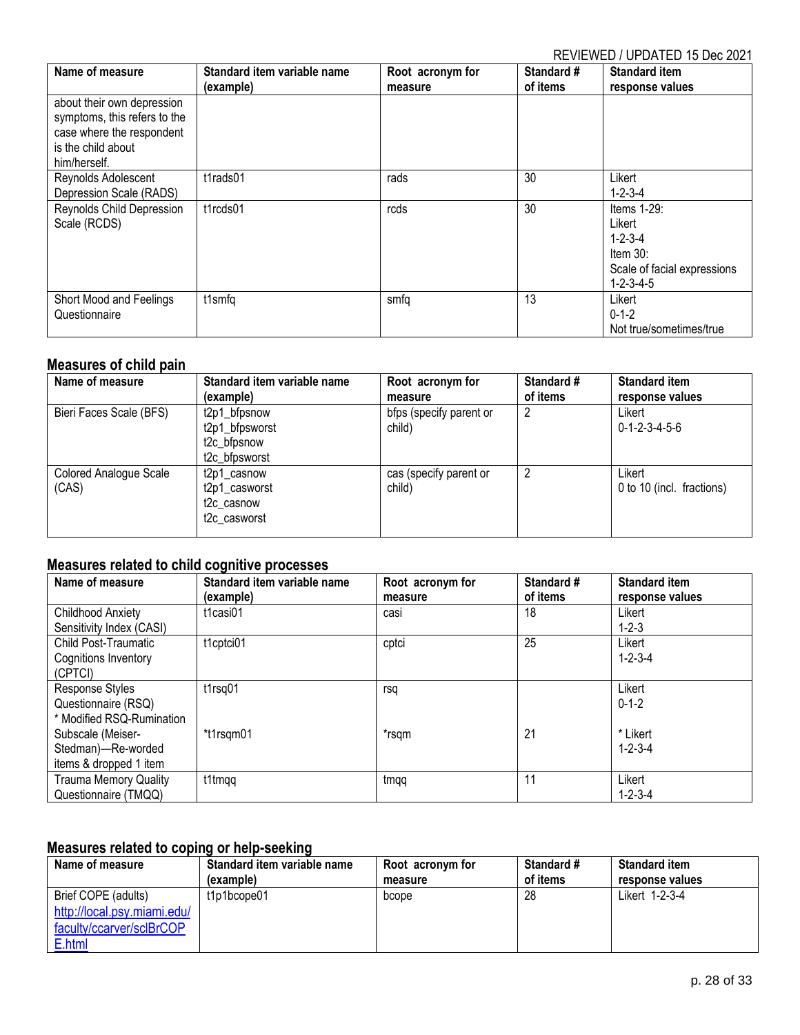REVIEWED / UPDATED 15 Dec 2021

| Name of measure | Standard item variable name (example) | Root acronym for measure | Standard # of items | Standard item response values |
|---|---|---|---|---|
| about their own depression symptoms, this refers to the case where the respondent is the child about him/herself. | | | | |
| Reynolds Adolescent Depression Scale (RADS) | t1rads01 | rads | 30 | Likert 1-2-3-4 |
| Reynolds Child Depression Scale (RCDS) | t1rcds01 | rcds | 30 | Items 1-29: Likert 1-2-3-4 Item 30: Scale of facial expressions 1-2-3-4-5 |
| Short Mood and Feelings Questionnaire | t1smfq | smfq | 13 | Likert 0-1-2 Not true/sometimes/true |

## Measures of child pain

| Name of measure | Standard item variable name (example) | Root acronym for measure | Standard # of items | Standard item response values |
|---|---|---|---|---|
| Bieri Faces Scale (BFS) | t2p1_bfpsnow t2p1_bfpsworst t2c_bfpsnow t2c_bfpsworst | bfps (specify parent or child) | 2 | Likert 0-1-2-3-4-5-6 |
| Colored Analogue Scale (CAS) | t2p1_casnow t2p1_casworst t2c_casnow t2c_casworst | cas (specify parent or child) | 2 | Likert 0 to 10 (incl. fractions) |

## Measures related to child cognitive processes

| Name of measure | Standard item variable name (example) | Root acronym for measure | Standard # of items | Standard item response values |
|---|---|---|---|---|
| Childhood Anxiety Sensitivity Index (CASI) | t1casi01 | casi | 18 | Likert 1-2-3 |
| Child Post-Traumatic Cognitions Inventory (CPTCI) | t1cptci01 | cptci | 25 | Likert 1-2-3-4 |
| Response Styles Questionnaire (RSQ) * Modified RSQ-Rumination Subscale (Meiser-Stedman)—Re-worded items & dropped 1 item | t1rsq01 *t1rsqm01 | rsq *rsqm | 21 | Likert 0-1-2 * Likert 1-2-3-4 |
| Trauma Memory Quality Questionnaire (TMQQ) | t1tmqq | tmqq | 11 | Likert 1-2-3-4 |

## Measures related to coping or help-seeking

| Name of measure | Standard item variable name (example) | Root acronym for measure | Standard # of items | Standard item response values |
|---|---|---|---|---|
| Brief COPE (adults) http://local.psy.miami.edu/faculty/ccarver/sclBrCOPE.html | t1p1bcope01 | bcope | 28 | Likert 1-2-3-4 |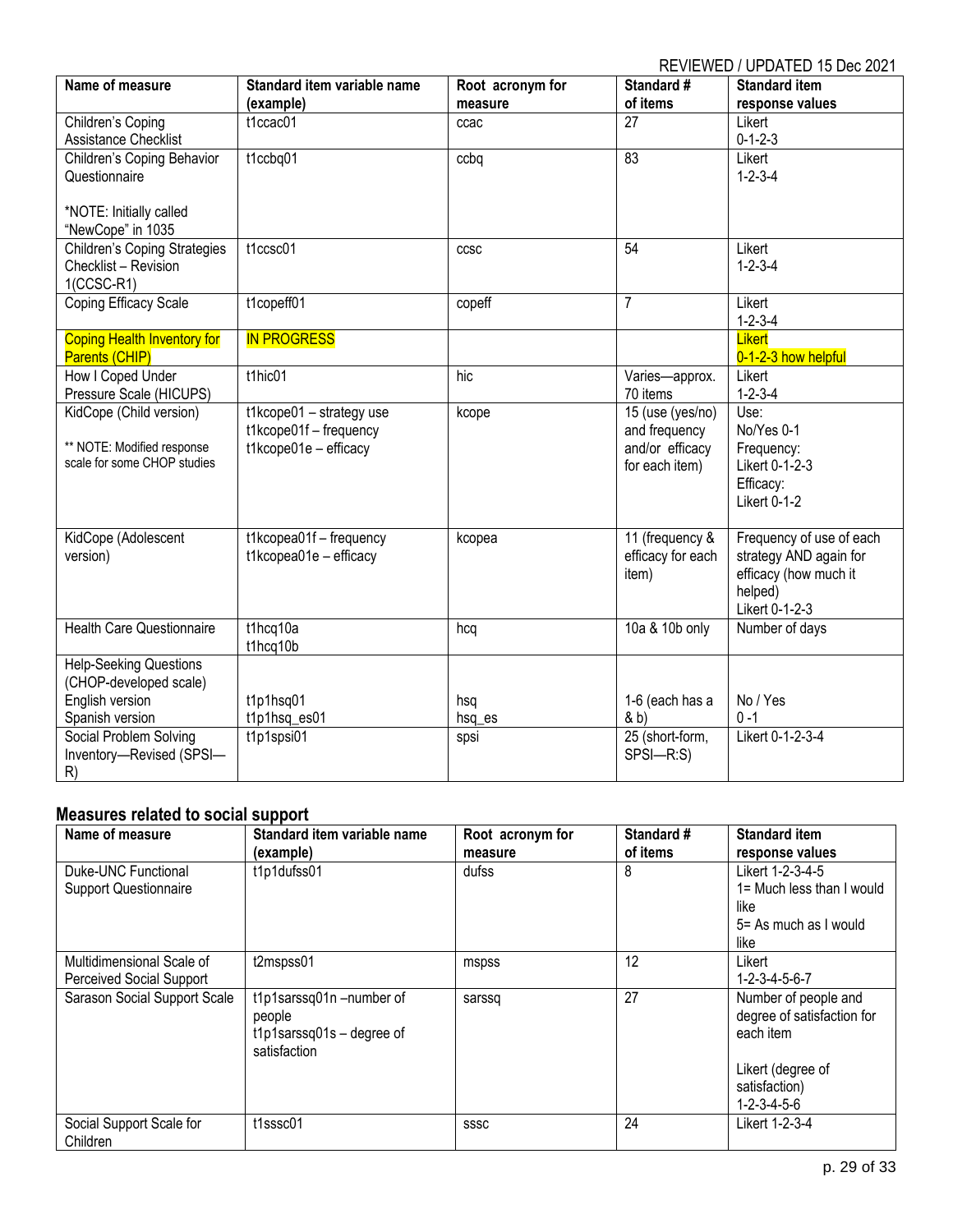REVIEWED / UPDATED 15 Dec 2021

| Name of measure | Standard item variable name (example) | Root acronym for measure | Standard # of items | Standard item response values |
|---|---|---|---|---|
| Children's Coping Assistance Checklist | t1ccac01 | ccac | 27 | Likert 0-1-2-3 |
| Children's Coping Behavior Questionnaire<br><br>*NOTE: Initially called "NewCope" in 1035 | t1ccbq01 | ccbq | 83 | Likert 1-2-3-4 |
| Children's Coping Strategies Checklist – Revision 1(CCSC-R1) | t1ccsc01 | ccsc | 54 | Likert 1-2-3-4 |
| Coping Efficacy Scale | t1copeff01 | copeff | 7 | Likert 1-2-3-4 |
| Coping Health Inventory for Parents (CHIP) | IN PROGRESS | | | Likert 0-1-2-3 how helpful |
| How I Coped Under Pressure Scale (HICUPS) | t1hic01 | hic | Varies—approx. 70 items | Likert 1-2-3-4 |
| KidCope (Child version)<br><br>** NOTE: Modified response scale for some CHOP studies | t1kcope01 – strategy use<br>t1kcope01f – frequency<br>t1kcope01e – efficacy | kcope | 15 (use (yes/no) and frequency and/or efficacy for each item) | Use:<br>No/Yes 0-1<br>Frequency:<br>Likert 0-1-2-3<br>Efficacy:<br>Likert 0-1-2 |
| KidCope (Adolescent version) | t1kcopea01f – frequency<br>t1kcopea01e – efficacy | kcopea | 11 (frequency & efficacy for each item) | Frequency of use of each strategy AND again for efficacy (how much it helped)<br>Likert 0-1-2-3 |
| Health Care Questionnaire | t1hcq10a<br>t1hcq10b | hcq | 10a & 10b only | Number of days |
| Help-Seeking Questions (CHOP-developed scale)<br>English version<br>Spanish version | <br><br>t1p1hsq01<br>t1p1hsq_es01 | <br><br>hsq<br>hsq_es | <br><br>1-6 (each has a & b) | <br><br>No / Yes<br>0 -1 |
| Social Problem Solving Inventory—Revised (SPSI—R) | t1p1spsi01 | spsi | 25 (short-form, SPSI—R:S) | Likert 0-1-2-3-4 |

## Measures related to social support

| Name of measure | Standard item variable name (example) | Root acronym for measure | Standard # of items | Standard item response values |
|---|---|---|---|---|
| Duke-UNC Functional Support Questionnaire | t1p1dufss01 | dufss | 8 | Likert 1-2-3-4-5<br>1= Much less than I would like<br>5= As much as I would like |
| Multidimensional Scale of Perceived Social Support | t2mspss01 | mspss | 12 | Likert 1-2-3-4-5-6-7 |
| Sarason Social Support Scale | t1p1sarssq01n –number of people<br>t1p1sarssq01s – degree of satisfaction | sarssq | 27 | Number of people and degree of satisfaction for each item<br><br>Likert (degree of satisfaction)<br>1-2-3-4-5-6 |
| Social Support Scale for Children | t1sssc01 | sssc | 24 | Likert 1-2-3-4 |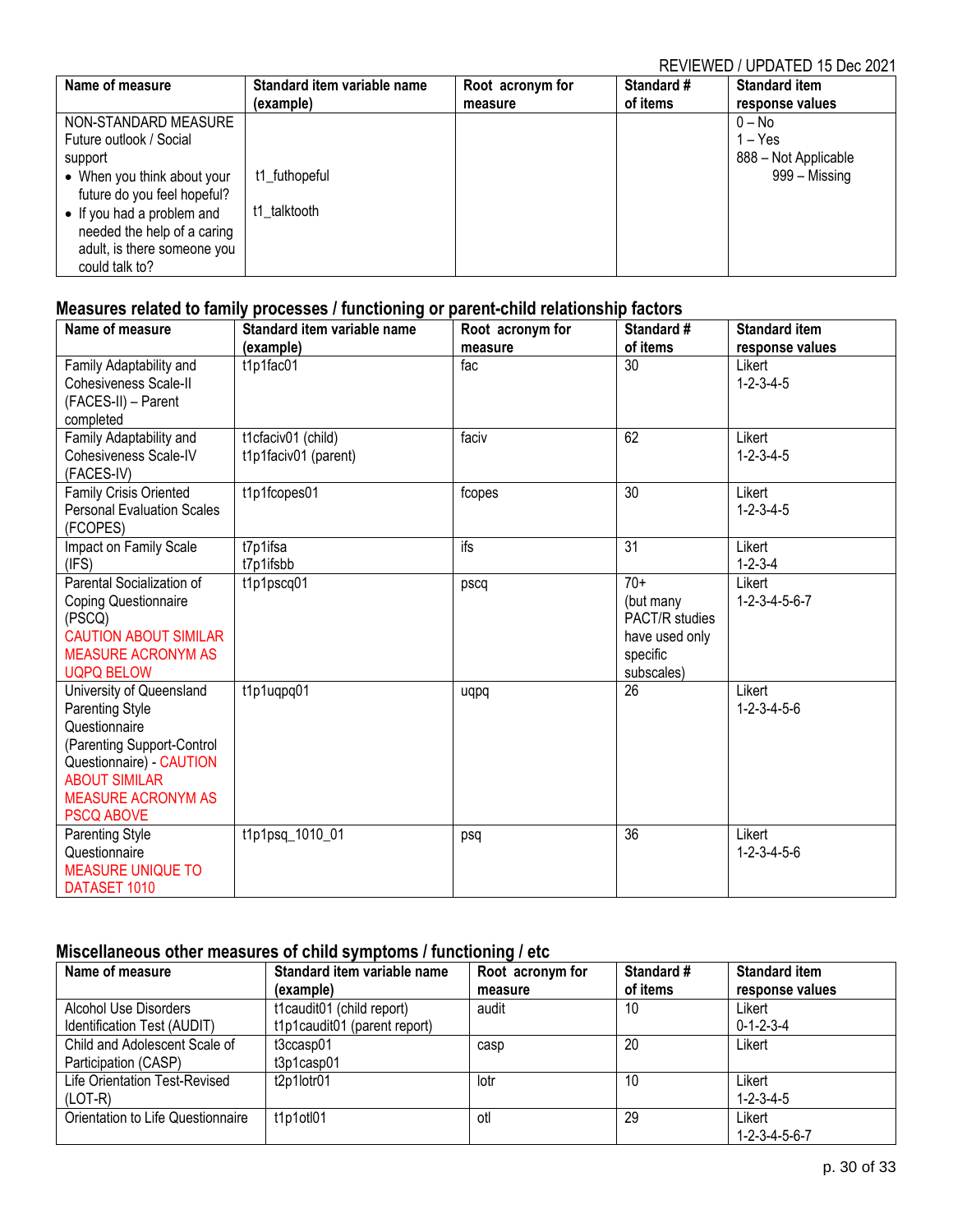REVIEWED / UPDATED 15 Dec 2021

| Name of measure | Standard item variable name (example) | Root acronym for measure | Standard # of items | Standard item response values |
|---|---|---|---|---|
| NON-STANDARD MEASURE Future outlook / Social support<br>• When you think about your future do you feel hopeful?<br>• If you had a problem and needed the help of a caring adult, is there someone you could talk to? | t1_futhopeful<br>t1_talktooth | | | 0 – No<br>1 – Yes<br>888 – Not Applicable<br>999 – Missing |

## Measures related to family processes / functioning or parent-child relationship factors

| Name of measure | Standard item variable name (example) | Root acronym for measure | Standard # of items | Standard item response values |
|---|---|---|---|---|
| Family Adaptability and Cohesiveness Scale-II (FACES-II) – Parent completed | t1p1fac01 | fac | 30 | Likert 1-2-3-4-5 |
| Family Adaptability and Cohesiveness Scale-IV (FACES-IV) | t1cfaciv01 (child)<br>t1p1faciv01 (parent) | faciv | 62 | Likert 1-2-3-4-5 |
| Family Crisis Oriented Personal Evaluation Scales (FCOPES) | t1p1fcopes01 | fcopes | 30 | Likert 1-2-3-4-5 |
| Impact on Family Scale (IFS) | t7p1ifsa<br>t7p1ifsbb | ifs | 31 | Likert 1-2-3-4 |
| Parental Socialization of Coping Questionnaire (PSCQ) CAUTION ABOUT SIMILAR MEASURE ACRONYM AS UQPQ BELOW | t1p1pscq01 | pscq | 70+ (but many PACT/R studies have used only specific subscales) | Likert 1-2-3-4-5-6-7 |
| University of Queensland Parenting Style Questionnaire (Parenting Support-Control Questionnaire) - CAUTION ABOUT SIMILAR MEASURE ACRONYM AS PSCQ ABOVE | t1p1uqpq01 | uqpq | 26 | Likert 1-2-3-4-5-6 |
| Parenting Style Questionnaire MEASURE UNIQUE TO DATASET 1010 | t1p1psq_1010_01 | psq | 36 | Likert 1-2-3-4-5-6 |

## Miscellaneous other measures of child symptoms / functioning / etc

| Name of measure | Standard item variable name (example) | Root acronym for measure | Standard # of items | Standard item response values |
|---|---|---|---|---|
| Alcohol Use Disorders Identification Test (AUDIT) | t1caudit01 (child report)<br>t1p1caudit01 (parent report) | audit | 10 | Likert 0-1-2-3-4 |
| Child and Adolescent Scale of Participation (CASP) | t3ccasp01<br>t3p1casp01 | casp | 20 | Likert |
| Life Orientation Test-Revised (LOT-R) | t2p1lotr01 | lotr | 10 | Likert 1-2-3-4-5 |
| Orientation to Life Questionnaire | t1p1otl01 | otl | 29 | Likert 1-2-3-4-5-6-7 |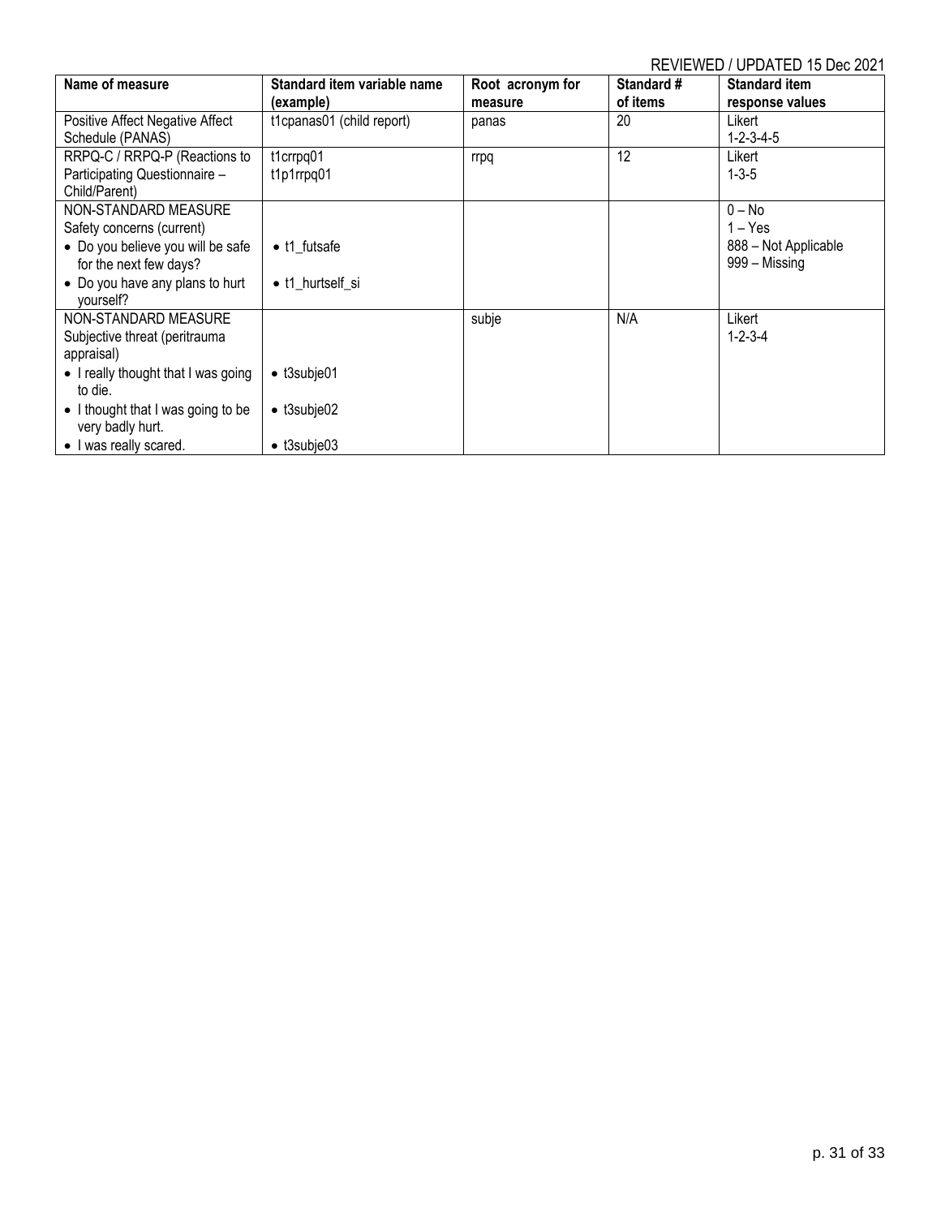REVIEWED / UPDATED 15 Dec 2021

| Name of measure | Standard item variable name (example) | Root acronym for measure | Standard # of items | Standard item response values |
|---|---|---|---|---|
| Positive Affect Negative Affect Schedule (PANAS) | t1cpanas01 (child report) | panas | 20 | Likert 1-2-3-4-5 |
| RRPQ-C / RRPQ-P (Reactions to Participating Questionnaire – Child/Parent) | t1crrpq01<br>t1p1rrpq01 | rrpq | 12 | Likert 1-3-5 |
| NON-STANDARD MEASURE<br>Safety concerns (current)<br>• Do you believe you will be safe for the next few days?<br>• Do you have any plans to hurt yourself? | <br><br>• t1_futsafe<br><br>• t1_hurtself_si | | | 0 – No<br>1 – Yes<br>888 – Not Applicable<br>999 – Missing |
| NON-STANDARD MEASURE<br>Subjective threat (peritrauma appraisal)<br>• I really thought that I was going to die.<br>• I thought that I was going to be very badly hurt.<br>• I was really scared. | <br><br><br>• t3subje01<br><br>• t3subje02<br><br>• t3subje03 | subje | N/A | Likert 1-2-3-4 |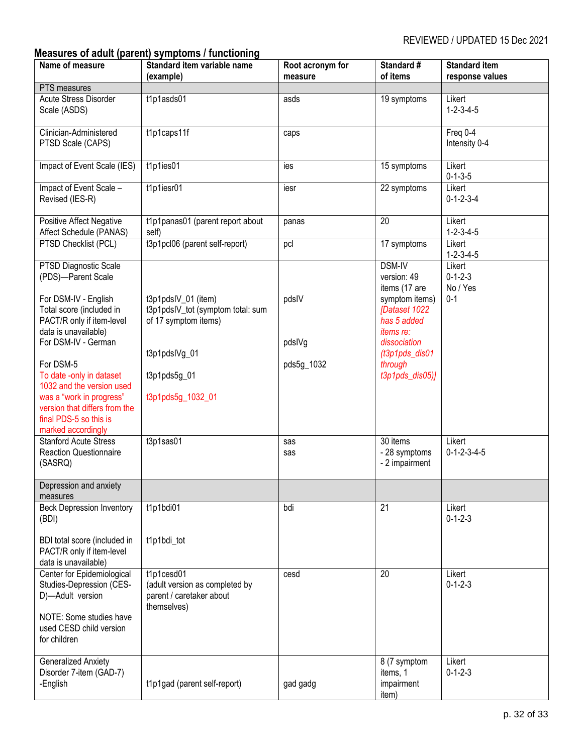REVIEWED / UPDATED 15 Dec 2021

## Measures of adult (parent) symptoms / functioning

| Name of measure | Standard item variable name (example) | Root acronym for measure | Standard # of items | Standard item response values |
|---|---|---|---|---|
| PTS measures | | | | |
| Acute Stress Disorder Scale (ASDS) | t1p1asds01 | asds | 19 symptoms | Likert 1-2-3-4-5 |
| Clinician-Administered PTSD Scale (CAPS) | t1p1caps11f | caps | | Freq 0-4 Intensity 0-4 |
| Impact of Event Scale (IES) | t1p1ies01 | ies | 15 symptoms | Likert 0-1-3-5 |
| Impact of Event Scale – Revised (IES-R) | t1p1iesr01 | iesr | 22 symptoms | Likert 0-1-2-3-4 |
| Positive Affect Negative Affect Schedule (PANAS) | t1p1panas01 (parent report about self) | panas | 20 | Likert 1-2-3-4-5 |
| PTSD Checklist (PCL) | t3p1pcl06 (parent self-report) | pcl | 17 symptoms | Likert 1-2-3-4-5 |
| PTSD Diagnostic Scale (PDS)—Parent Scale<br><br>For DSM-IV - English Total score (included in PACT/R only if item-level data is unavailable)<br>For DSM-IV - German<br><br>For DSM-5<br>To date -only in dataset 1032 and the version used was a "work in progress" version that differs from the final PDS-5 so this is marked accordingly | t3p1pdsIV_01 (item)<br>t3p1pdsIV_tot (symptom total: sum of 17 symptom items)<br><br>t3p1pdsIVg_01<br><br>t3p1pds5g_01<br><br>t3p1pds5g_1032_01 | pdsIV<br><br>pdsIVg<br><br>pds5g_1032 | DSM-IV version: 49 items (17 are symptom items) *[Dataset 1022 has 5 added items re: dissociation (t3p1pds_dis01 through t3p1pds_dis05)]* | Likert 0-1-2-3<br>No / Yes 0-1 |
| Stanford Acute Stress Reaction Questionnaire (SASRQ) | t3p1sas01 | sas<br>sas | 30 items<br>- 28 symptoms<br>- 2 impairment | Likert 0-1-2-3-4-5 |
| Depression and anxiety measures | | | | |
| Beck Depression Inventory (BDI)<br><br>BDI total score (included in PACT/R only if item-level data is unavailable) | t1p1bdi01<br><br>t1p1bdi_tot | bdi | 21 | Likert 0-1-2-3 |
| Center for Epidemiological Studies-Depression (CES-D)—Adult version<br><br>NOTE: Some studies have used CESD child version for children | t1p1cesd01 (adult version as completed by parent / caretaker about themselves) | cesd | 20 | Likert 0-1-2-3 |
| Generalized Anxiety Disorder 7-item (GAD-7) -English | t1p1gad (parent self-report) | gad gadg | 8 (7 symptom items, 1 impairment item) | Likert 0-1-2-3 |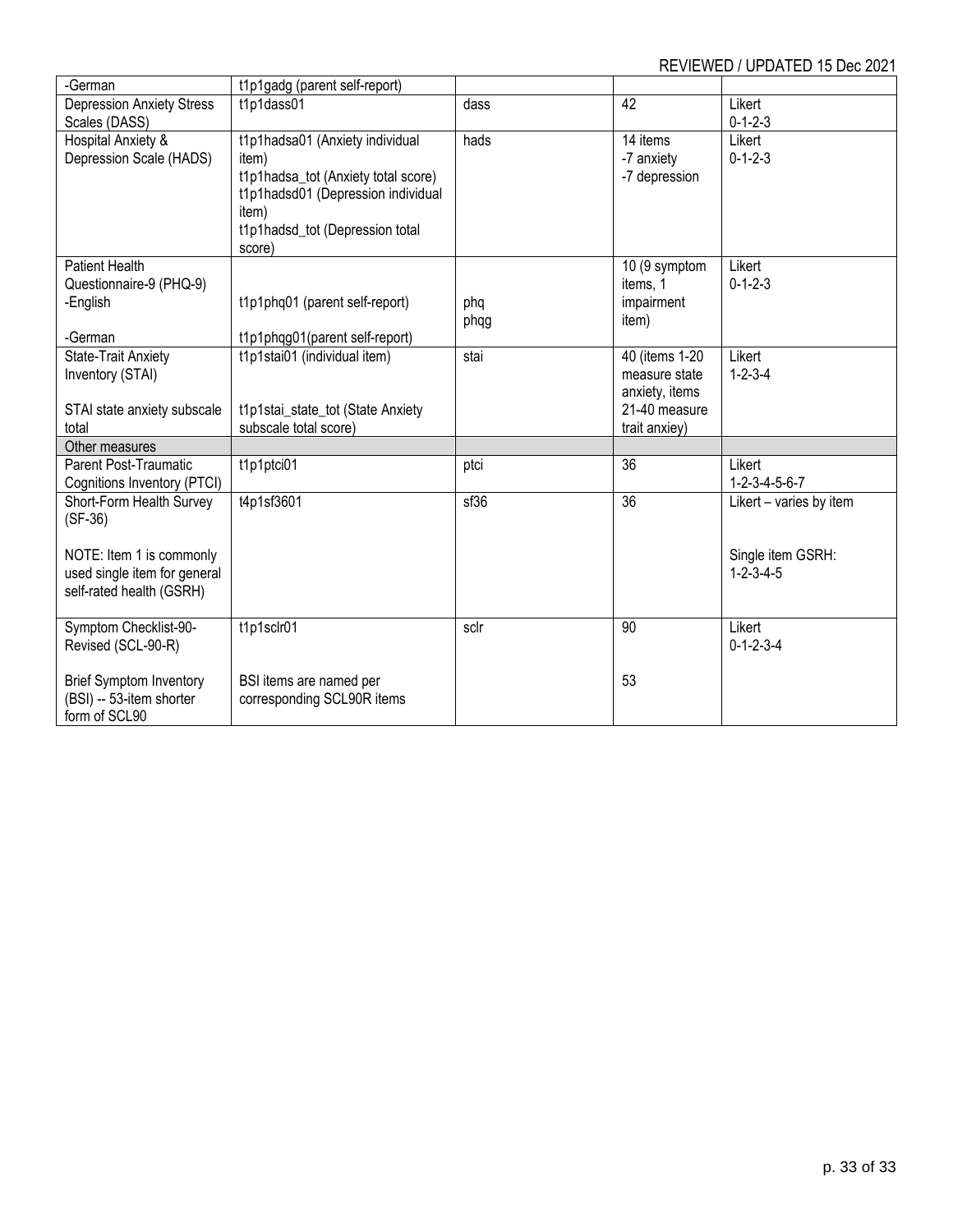| | | | | |
|---|---|---|---|---|
| -German | t1p1gadg (parent self-report) | | | |
| Depression Anxiety Stress Scales (DASS) | t1p1dass01 | dass | 42 | Likert<br>0-1-2-3 |
| Hospital Anxiety & Depression Scale (HADS) | t1p1hadsa01 (Anxiety individual item)<br>t1p1hadsa_tot (Anxiety total score)<br>t1p1hadsd01 (Depression individual item)<br>t1p1hadsd_tot (Depression total score) | hads | 14 items<br>-7 anxiety<br>-7 depression | Likert<br>0-1-2-3 |
| Patient Health Questionnaire-9 (PHQ-9)<br>-English<br><br>-German | <br><br>t1p1phq01 (parent self-report)<br><br>t1p1phqg01(parent self-report) | <br><br>phq<br>phqg | 10 (9 symptom items, 1 impairment item) | Likert<br>0-1-2-3 |
| State-Trait Anxiety Inventory (STAI)<br><br>STAI state anxiety subscale total | t1p1stai01 (individual item)<br><br>t1p1stai_state_tot (State Anxiety subscale total score) | stai | 40 (items 1-20 measure state anxiety, items 21-40 measure trait anxiey) | Likert<br>1-2-3-4 |
| Other measures | | | | |
| Parent Post-Traumatic Cognitions Inventory (PTCI) | t1p1ptci01 | ptci | 36 | Likert<br>1-2-3-4-5-6-7 |
| Short-Form Health Survey (SF-36)<br><br>NOTE: Item 1 is commonly used single item for general self-rated health (GSRH) | t4p1sf3601 | sf36 | 36 | Likert – varies by item<br><br>Single item GSRH:<br>1-2-3-4-5 |
| Symptom Checklist-90-Revised (SCL-90-R)<br><br>Brief Symptom Inventory (BSI) -- 53-item shorter form of SCL90 | t1p1sclr01<br><br>BSI items are named per corresponding SCL90R items | sclr | 90<br><br>53 | Likert<br>0-1-2-3-4 |